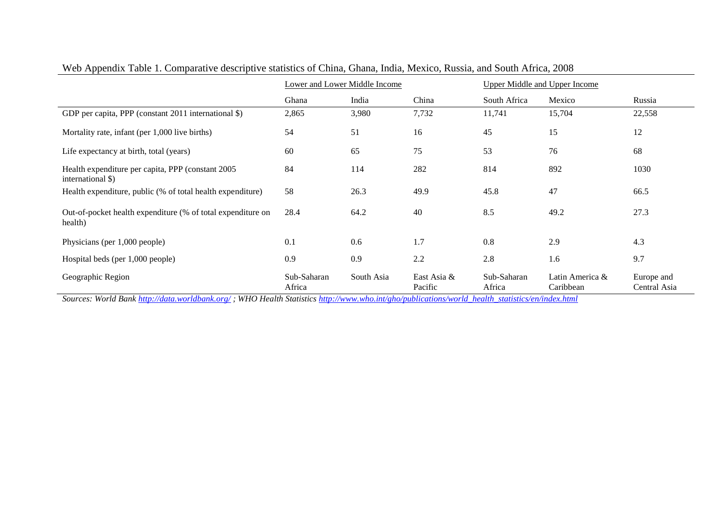Web Appendix Table 1. Comparative descriptive statistics of China, Ghana, India, Mexico, Russia, and South Africa, 2008

| | Lower and Lower Middle Income | | | Upper Middle and Upper Income | | |
|---|---|---|---|---|---|---|
| | Ghana | India | China | South Africa | Mexico | Russia |
| GDP per capita, PPP (constant 2011 international $) | 2,865 | 3,980 | 7,732 | 11,741 | 15,704 | 22,558 |
| Mortality rate, infant (per 1,000 live births) | 54 | 51 | 16 | 45 | 15 | 12 |
| Life expectancy at birth, total (years) | 60 | 65 | 75 | 53 | 76 | 68 |
| Health expenditure per capita, PPP (constant 2005 international $) | 84 | 114 | 282 | 814 | 892 | 1030 |
| Health expenditure, public (% of total health expenditure) | 58 | 26.3 | 49.9 | 45.8 | 47 | 66.5 |
| Out-of-pocket health expenditure (% of total expenditure on health) | 28.4 | 64.2 | 40 | 8.5 | 49.2 | 27.3 |
| Physicians (per 1,000 people) | 0.1 | 0.6 | 1.7 | 0.8 | 2.9 | 4.3 |
| Hospital beds (per 1,000 people) | 0.9 | 0.9 | 2.2 | 2.8 | 1.6 | 9.7 |
| Geographic Region | Sub-Saharan Africa | South Asia | East Asia & Pacific | Sub-Saharan Africa | Latin America & Caribbean | Europe and Central Asia |

*Sources: World Bank http://data.worldbank.org/ ; WHO Health Statistics http://www.who.int/gho/publications/world_health_statistics/en/index.html*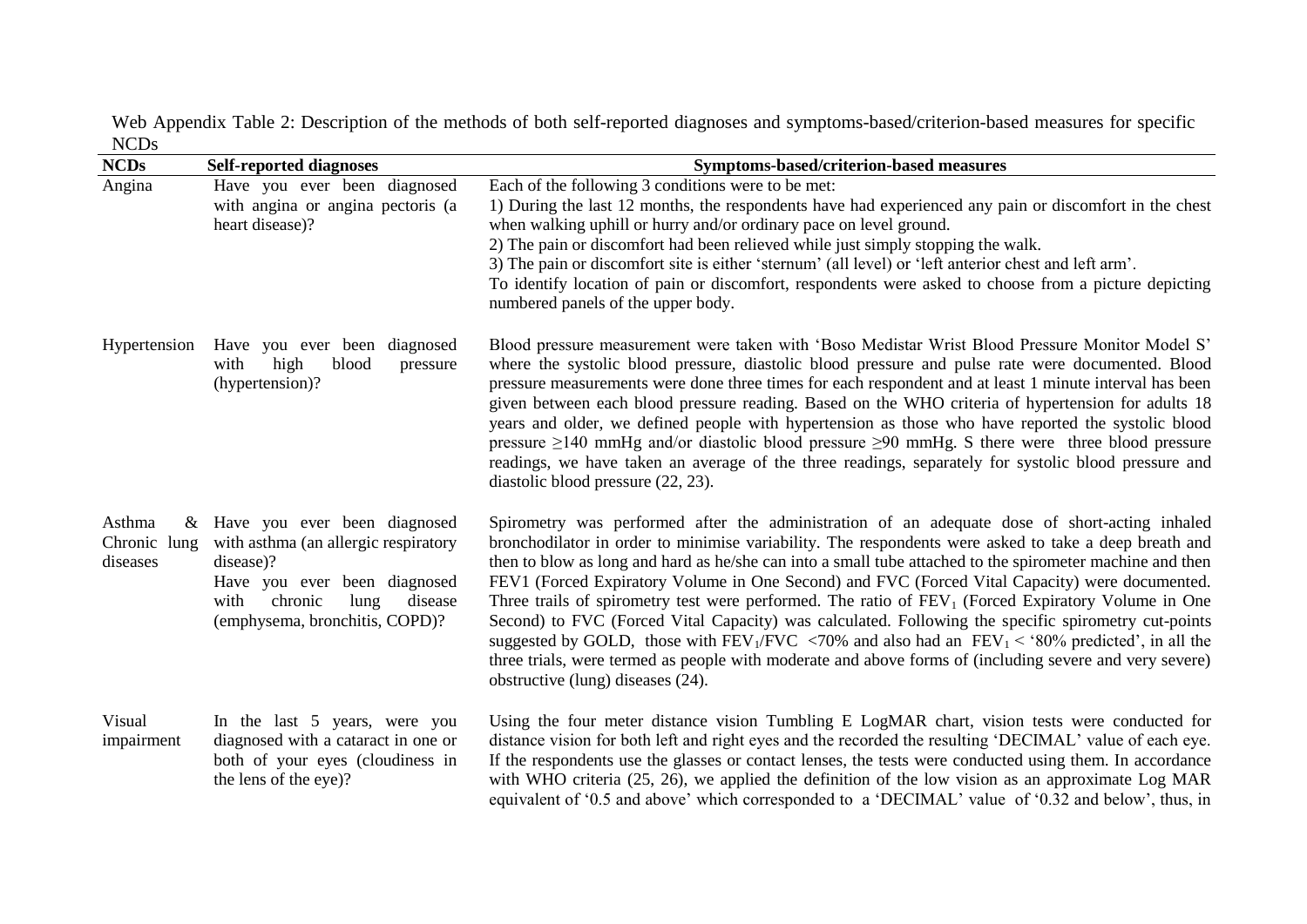Web Appendix Table 2: Description of the methods of both self-reported diagnoses and symptoms-based/criterion-based measures for specific NCDs

| NCDs | Self-reported diagnoses | Symptoms-based/criterion-based measures |
|---|---|---|
| Angina | Have you ever been diagnosed with angina or angina pectoris (a heart disease)? | Each of the following 3 conditions were to be met:<br>1) During the last 12 months, the respondents have had experienced any pain or discomfort in the chest when walking uphill or hurry and/or ordinary pace on level ground.<br>2) The pain or discomfort had been relieved while just simply stopping the walk.<br>3) The pain or discomfort site is either 'sternum' (all level) or 'left anterior chest and left arm'.<br>To identify location of pain or discomfort, respondents were asked to choose from a picture depicting numbered panels of the upper body. |
| Hypertension | Have you ever been diagnosed with high blood pressure (hypertension)? | Blood pressure measurement were taken with 'Boso Medistar Wrist Blood Pressure Monitor Model S' where the systolic blood pressure, diastolic blood pressure and pulse rate were documented. Blood pressure measurements were done three times for each respondent and at least 1 minute interval has been given between each blood pressure reading. Based on the WHO criteria of hypertension for adults 18 years and older, we defined people with hypertension as those who have reported the systolic blood pressure ≥140 mmHg and/or diastolic blood pressure ≥90 mmHg. S there were three blood pressure readings, we have taken an average of the three readings, separately for systolic blood pressure and diastolic blood pressure (22, 23). |
| Asthma & Chronic lung diseases | Have you ever been diagnosed with asthma (an allergic respiratory disease)?<br>Have you ever been diagnosed with chronic lung disease (emphysema, bronchitis, COPD)? | Spirometry was performed after the administration of an adequate dose of short-acting inhaled bronchodilator in order to minimise variability. The respondents were asked to take a deep breath and then to blow as long and hard as he/she can into a small tube attached to the spirometer machine and then FEV1 (Forced Expiratory Volume in One Second) and FVC (Forced Vital Capacity) were documented. Three trails of spirometry test were performed. The ratio of $FEV_1$ (Forced Expiratory Volume in One Second) to FVC (Forced Vital Capacity) was calculated. Following the specific spirometry cut-points suggested by GOLD, those with $FEV_1/FVC$ <70% and also had an $FEV_1$ < '80% predicted', in all the three trials, were termed as people with moderate and above forms of (including severe and very severe) obstructive (lung) diseases (24). |
| Visual impairment | In the last 5 years, were you diagnosed with a cataract in one or both of your eyes (cloudiness in the lens of the eye)? | Using the four meter distance vision Tumbling E LogMAR chart, vision tests were conducted for distance vision for both left and right eyes and the recorded the resulting 'DECIMAL' value of each eye. If the respondents use the glasses or contact lenses, the tests were conducted using them. In accordance with WHO criteria (25, 26), we applied the definition of the low vision as an approximate Log MAR equivalent of '0.5 and above' which corresponded to a 'DECIMAL' value of '0.32 and below', thus, in |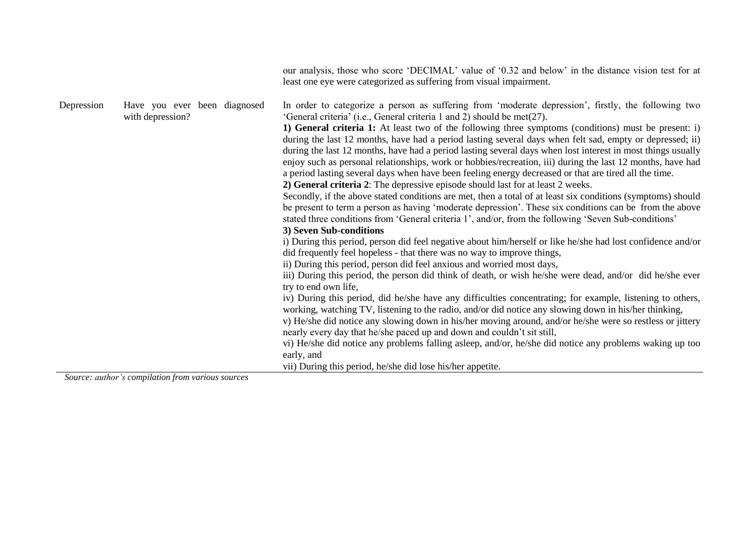| | | |
|---|---|---|
| | | our analysis, those who score 'DECIMAL' value of '0.32 and below' in the distance vision test for at least one eye were categorized as suffering from visual impairment. |
| Depression | Have you ever been diagnosed with depression? | In order to categorize a person as suffering from 'moderate depression', firstly, the following two 'General criteria' (i.e., General criteria 1 and 2) should be met(27).<br>**1) General criteria 1:** At least two of the following three symptoms (conditions) must be present: i) during the last 12 months, have had a period lasting several days when felt sad, empty or depressed; ii) during the last 12 months, have had a period lasting several days when lost interest in most things usually enjoy such as personal relationships, work or hobbies/recreation, iii) during the last 12 months, have had a period lasting several days when have been feeling energy decreased or that are tired all the time.<br>**2) General criteria 2**: The depressive episode should last for at least 2 weeks.<br>Secondly, if the above stated conditions are met, then a total of at least six conditions (symptoms) should be present to term a person as having 'moderate depression'. These six conditions can be from the above stated three conditions from 'General criteria 1', and/or, from the following 'Seven Sub-conditions'<br>**3) Seven Sub-conditions**<br>i) During this period, person did feel negative about him/herself or like he/she had lost confidence and/or did frequently feel hopeless - that there was no way to improve things,<br>ii) During this period, person did feel anxious and worried most days,<br>iii) During this period, the person did think of death, or wish he/she were dead, and/or did he/she ever try to end own life,<br>iv) During this period, did he/she have any difficulties concentrating; for example, listening to others, working, watching TV, listening to the radio, and/or did notice any slowing down in his/her thinking,<br>v) He/she did notice any slowing down in his/her moving around, and/or he/she were so restless or jittery nearly every day that he/she paced up and down and couldn't sit still,<br>vi) He/she did notice any problems falling asleep, and/or, he/she did notice any problems waking up too early, and<br>vii) During this period, he/she did lose his/her appetite. |

*Source: author's compilation from various sources*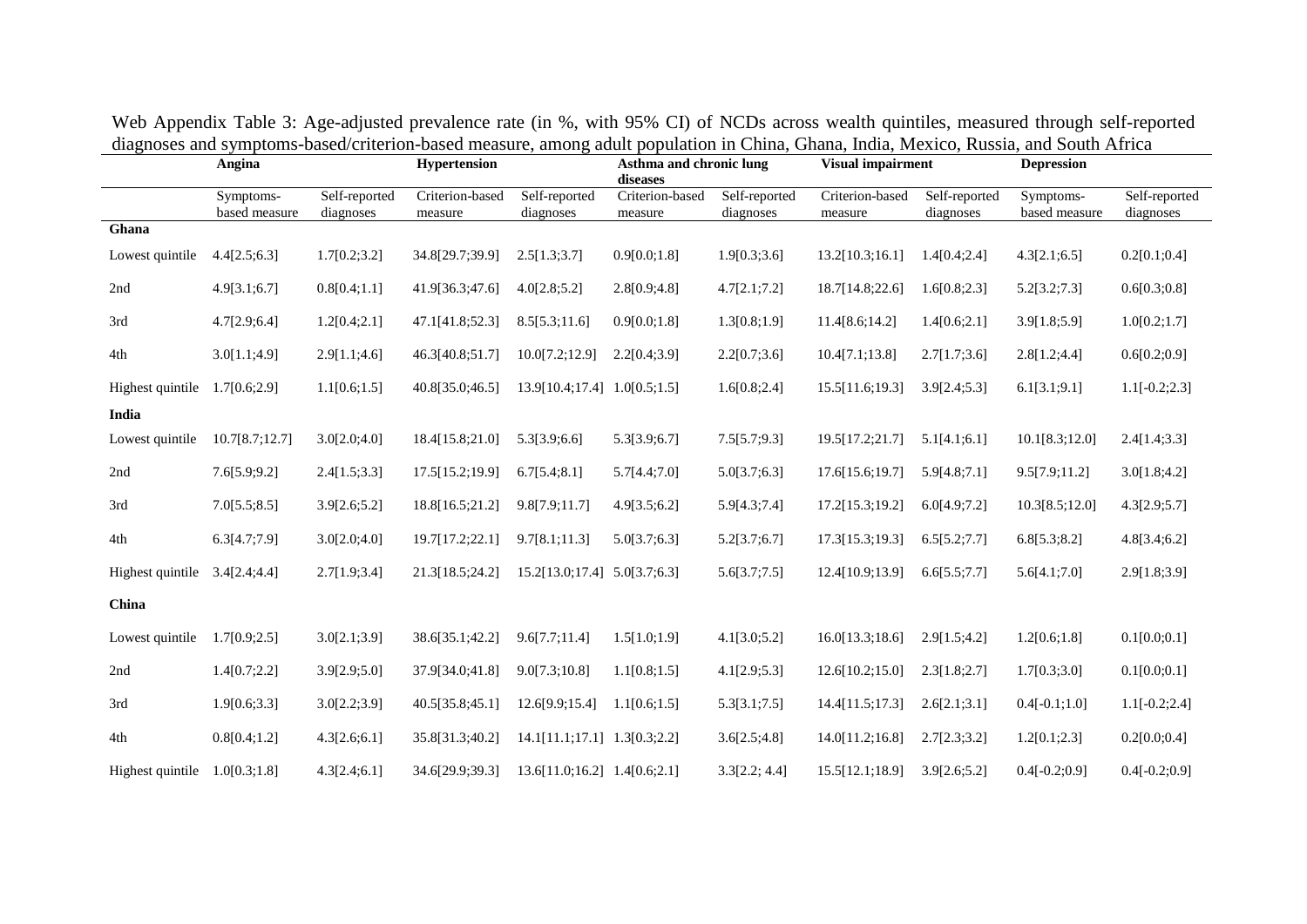Web Appendix Table 3: Age-adjusted prevalence rate (in %, with 95% CI) of NCDs across wealth quintiles, measured through self-reported diagnoses and symptoms-based/criterion-based measure, among adult population in China, Ghana, India, Mexico, Russia, and South Africa

| | Angina | | Hypertension | | Asthma and chronic lung diseases | | Visual impairment | | Depression | |
|---|---|---|---|---|---|---|---|---|---|---|
| | Symptoms-based measure | Self-reported diagnoses | Criterion-based measure | Self-reported diagnoses | Criterion-based measure | Self-reported diagnoses | Criterion-based measure | Self-reported diagnoses | Symptoms-based measure | Self-reported diagnoses |
| **Ghana** | | | | | | | | | | |
| Lowest quintile | 4.4[2.5;6.3] | 1.7[0.2;3.2] | 34.8[29.7;39.9] | 2.5[1.3;3.7] | 0.9[0.0;1.8] | 1.9[0.3;3.6] | 13.2[10.3;16.1] | 1.4[0.4;2.4] | 4.3[2.1;6.5] | 0.2[0.1;0.4] |
| 2nd | 4.9[3.1;6.7] | 0.8[0.4;1.1] | 41.9[36.3;47.6] | 4.0[2.8;5.2] | 2.8[0.9;4.8] | 4.7[2.1;7.2] | 18.7[14.8;22.6] | 1.6[0.8;2.3] | 5.2[3.2;7.3] | 0.6[0.3;0.8] |
| 3rd | 4.7[2.9;6.4] | 1.2[0.4;2.1] | 47.1[41.8;52.3] | 8.5[5.3;11.6] | 0.9[0.0;1.8] | 1.3[0.8;1.9] | 11.4[8.6;14.2] | 1.4[0.6;2.1] | 3.9[1.8;5.9] | 1.0[0.2;1.7] |
| 4th | 3.0[1.1;4.9] | 2.9[1.1;4.6] | 46.3[40.8;51.7] | 10.0[7.2;12.9] | 2.2[0.4;3.9] | 2.2[0.7;3.6] | 10.4[7.1;13.8] | 2.7[1.7;3.6] | 2.8[1.2;4.4] | 0.6[0.2;0.9] |
| Highest quintile | 1.7[0.6;2.9] | 1.1[0.6;1.5] | 40.8[35.0;46.5] | 13.9[10.4;17.4] | 1.0[0.5;1.5] | 1.6[0.8;2.4] | 15.5[11.6;19.3] | 3.9[2.4;5.3] | 6.1[3.1;9.1] | 1.1[-0.2;2.3] |
| **India** | | | | | | | | | | |
| Lowest quintile | 10.7[8.7;12.7] | 3.0[2.0;4.0] | 18.4[15.8;21.0] | 5.3[3.9;6.6] | 5.3[3.9;6.7] | 7.5[5.7;9.3] | 19.5[17.2;21.7] | 5.1[4.1;6.1] | 10.1[8.3;12.0] | 2.4[1.4;3.3] |
| 2nd | 7.6[5.9;9.2] | 2.4[1.5;3.3] | 17.5[15.2;19.9] | 6.7[5.4;8.1] | 5.7[4.4;7.0] | 5.0[3.7;6.3] | 17.6[15.6;19.7] | 5.9[4.8;7.1] | 9.5[7.9;11.2] | 3.0[1.8;4.2] |
| 3rd | 7.0[5.5;8.5] | 3.9[2.6;5.2] | 18.8[16.5;21.2] | 9.8[7.9;11.7] | 4.9[3.5;6.2] | 5.9[4.3;7.4] | 17.2[15.3;19.2] | 6.0[4.9;7.2] | 10.3[8.5;12.0] | 4.3[2.9;5.7] |
| 4th | 6.3[4.7;7.9] | 3.0[2.0;4.0] | 19.7[17.2;22.1] | 9.7[8.1;11.3] | 5.0[3.7;6.3] | 5.2[3.7;6.7] | 17.3[15.3;19.3] | 6.5[5.2;7.7] | 6.8[5.3;8.2] | 4.8[3.4;6.2] |
| Highest quintile | 3.4[2.4;4.4] | 2.7[1.9;3.4] | 21.3[18.5;24.2] | 15.2[13.0;17.4] | 5.0[3.7;6.3] | 5.6[3.7;7.5] | 12.4[10.9;13.9] | 6.6[5.5;7.7] | 5.6[4.1;7.0] | 2.9[1.8;3.9] |
| **China** | | | | | | | | | | |
| Lowest quintile | 1.7[0.9;2.5] | 3.0[2.1;3.9] | 38.6[35.1;42.2] | 9.6[7.7;11.4] | 1.5[1.0;1.9] | 4.1[3.0;5.2] | 16.0[13.3;18.6] | 2.9[1.5;4.2] | 1.2[0.6;1.8] | 0.1[0.0;0.1] |
| 2nd | 1.4[0.7;2.2] | 3.9[2.9;5.0] | 37.9[34.0;41.8] | 9.0[7.3;10.8] | 1.1[0.8;1.5] | 4.1[2.9;5.3] | 12.6[10.2;15.0] | 2.3[1.8;2.7] | 1.7[0.3;3.0] | 0.1[0.0;0.1] |
| 3rd | 1.9[0.6;3.3] | 3.0[2.2;3.9] | 40.5[35.8;45.1] | 12.6[9.9;15.4] | 1.1[0.6;1.5] | 5.3[3.1;7.5] | 14.4[11.5;17.3] | 2.6[2.1;3.1] | 0.4[-0.1;1.0] | 1.1[-0.2;2.4] |
| 4th | 0.8[0.4;1.2] | 4.3[2.6;6.1] | 35.8[31.3;40.2] | 14.1[11.1;17.1] | 1.3[0.3;2.2] | 3.6[2.5;4.8] | 14.0[11.2;16.8] | 2.7[2.3;3.2] | 1.2[0.1;2.3] | 0.2[0.0;0.4] |
| Highest quintile | 1.0[0.3;1.8] | 4.3[2.4;6.1] | 34.6[29.9;39.3] | 13.6[11.0;16.2] | 1.4[0.6;2.1] | 3.3[2.2; 4.4] | 15.5[12.1;18.9] | 3.9[2.6;5.2] | 0.4[-0.2;0.9] | 0.4[-0.2;0.9] |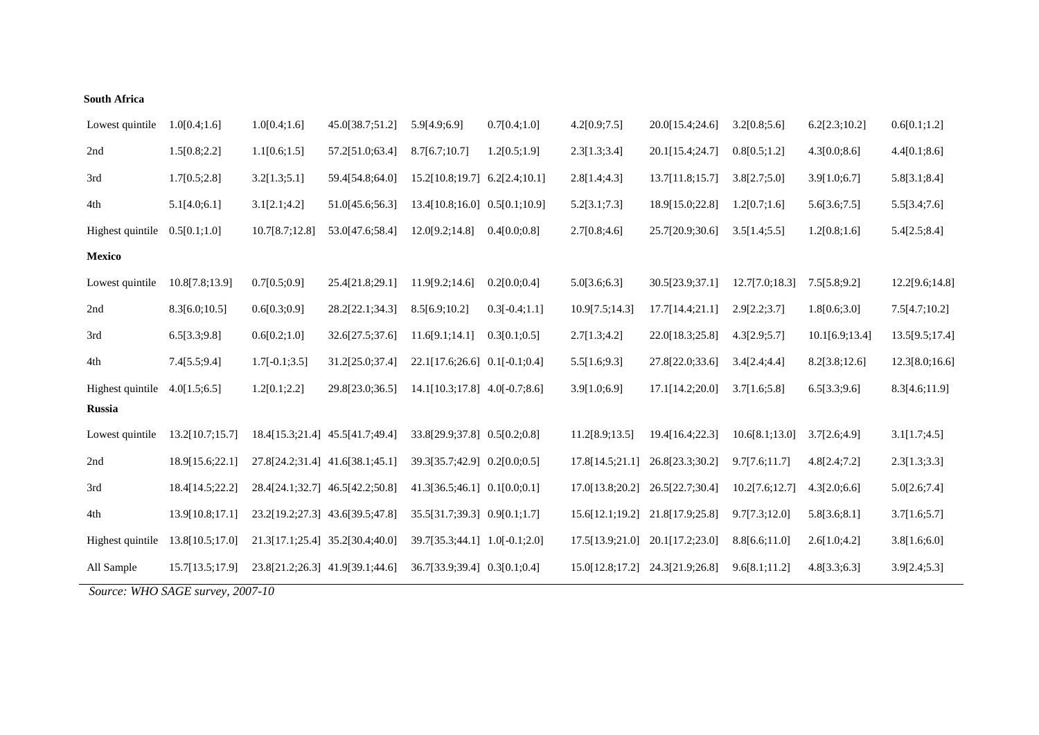| | | | | | | | | | | |
|---|---|---|---|---|---|---|---|---|---|---|
| **South Africa** | | | | | | | | | | |
| Lowest quintile | 1.0[0.4;1.6] | 1.0[0.4;1.6] | 45.0[38.7;51.2] | 5.9[4.9;6.9] | 0.7[0.4;1.0] | 4.2[0.9;7.5] | 20.0[15.4;24.6] | 3.2[0.8;5.6] | 6.2[2.3;10.2] | 0.6[0.1;1.2] |
| 2nd | 1.5[0.8;2.2] | 1.1[0.6;1.5] | 57.2[51.0;63.4] | 8.7[6.7;10.7] | 1.2[0.5;1.9] | 2.3[1.3;3.4] | 20.1[15.4;24.7] | 0.8[0.5;1.2] | 4.3[0.0;8.6] | 4.4[0.1;8.6] |
| 3rd | 1.7[0.5;2.8] | 3.2[1.3;5.1] | 59.4[54.8;64.0] | 15.2[10.8;19.7] | 6.2[2.4;10.1] | 2.8[1.4;4.3] | 13.7[11.8;15.7] | 3.8[2.7;5.0] | 3.9[1.0;6.7] | 5.8[3.1;8.4] |
| 4th | 5.1[4.0;6.1] | 3.1[2.1;4.2] | 51.0[45.6;56.3] | 13.4[10.8;16.0] | 0.5[0.1;10.9] | 5.2[3.1;7.3] | 18.9[15.0;22.8] | 1.2[0.7;1.6] | 5.6[3.6;7.5] | 5.5[3.4;7.6] |
| Highest quintile | 0.5[0.1;1.0] | 10.7[8.7;12.8] | 53.0[47.6;58.4] | 12.0[9.2;14.8] | 0.4[0.0;0.8] | 2.7[0.8;4.6] | 25.7[20.9;30.6] | 3.5[1.4;5.5] | 1.2[0.8;1.6] | 5.4[2.5;8.4] |
| **Mexico** | | | | | | | | | | |
| Lowest quintile | 10.8[7.8;13.9] | 0.7[0.5;0.9] | 25.4[21.8;29.1] | 11.9[9.2;14.6] | 0.2[0.0;0.4] | 5.0[3.6;6.3] | 30.5[23.9;37.1] | 12.7[7.0;18.3] | 7.5[5.8;9.2] | 12.2[9.6;14.8] |
| 2nd | 8.3[6.0;10.5] | 0.6[0.3;0.9] | 28.2[22.1;34.3] | 8.5[6.9;10.2] | 0.3[-0.4;1.1] | 10.9[7.5;14.3] | 17.7[14.4;21.1] | 2.9[2.2;3.7] | 1.8[0.6;3.0] | 7.5[4.7;10.2] |
| 3rd | 6.5[3.3;9.8] | 0.6[0.2;1.0] | 32.6[27.5;37.6] | 11.6[9.1;14.1] | 0.3[0.1;0.5] | 2.7[1.3;4.2] | 22.0[18.3;25.8] | 4.3[2.9;5.7] | 10.1[6.9;13.4] | 13.5[9.5;17.4] |
| 4th | 7.4[5.5;9.4] | 1.7[-0.1;3.5] | 31.2[25.0;37.4] | 22.1[17.6;26.6] | 0.1[-0.1;0.4] | 5.5[1.6;9.3] | 27.8[22.0;33.6] | 3.4[2.4;4.4] | 8.2[3.8;12.6] | 12.3[8.0;16.6] |
| Highest quintile | 4.0[1.5;6.5] | 1.2[0.1;2.2] | 29.8[23.0;36.5] | 14.1[10.3;17.8] | 4.0[-0.7;8.6] | 3.9[1.0;6.9] | 17.1[14.2;20.0] | 3.7[1.6;5.8] | 6.5[3.3;9.6] | 8.3[4.6;11.9] |
| **Russia** | | | | | | | | | | |
| Lowest quintile | 13.2[10.7;15.7] | 18.4[15.3;21.4] | 45.5[41.7;49.4] | 33.8[29.9;37.8] | 0.5[0.2;0.8] | 11.2[8.9;13.5] | 19.4[16.4;22.3] | 10.6[8.1;13.0] | 3.7[2.6;4.9] | 3.1[1.7;4.5] |
| 2nd | 18.9[15.6;22.1] | 27.8[24.2;31.4] | 41.6[38.1;45.1] | 39.3[35.7;42.9] | 0.2[0.0;0.5] | 17.8[14.5;21.1] | 26.8[23.3;30.2] | 9.7[7.6;11.7] | 4.8[2.4;7.2] | 2.3[1.3;3.3] |
| 3rd | 18.4[14.5;22.2] | 28.4[24.1;32.7] | 46.5[42.2;50.8] | 41.3[36.5;46.1] | 0.1[0.0;0.1] | 17.0[13.8;20.2] | 26.5[22.7;30.4] | 10.2[7.6;12.7] | 4.3[2.0;6.6] | 5.0[2.6;7.4] |
| 4th | 13.9[10.8;17.1] | 23.2[19.2;27.3] | 43.6[39.5;47.8] | 35.5[31.7;39.3] | 0.9[0.1;1.7] | 15.6[12.1;19.2] | 21.8[17.9;25.8] | 9.7[7.3;12.0] | 5.8[3.6;8.1] | 3.7[1.6;5.7] |
| Highest quintile | 13.8[10.5;17.0] | 21.3[17.1;25.4] | 35.2[30.4;40.0] | 39.7[35.3;44.1] | 1.0[-0.1;2.0] | 17.5[13.9;21.0] | 20.1[17.2;23.0] | 8.8[6.6;11.0] | 2.6[1.0;4.2] | 3.8[1.6;6.0] |
| All Sample | 15.7[13.5;17.9] | 23.8[21.2;26.3] | 41.9[39.1;44.6] | 36.7[33.9;39.4] | 0.3[0.1;0.4] | 15.0[12.8;17.2] | 24.3[21.9;26.8] | 9.6[8.1;11.2] | 4.8[3.3;6.3] | 3.9[2.4;5.3] |

*Source: WHO SAGE survey, 2007-10*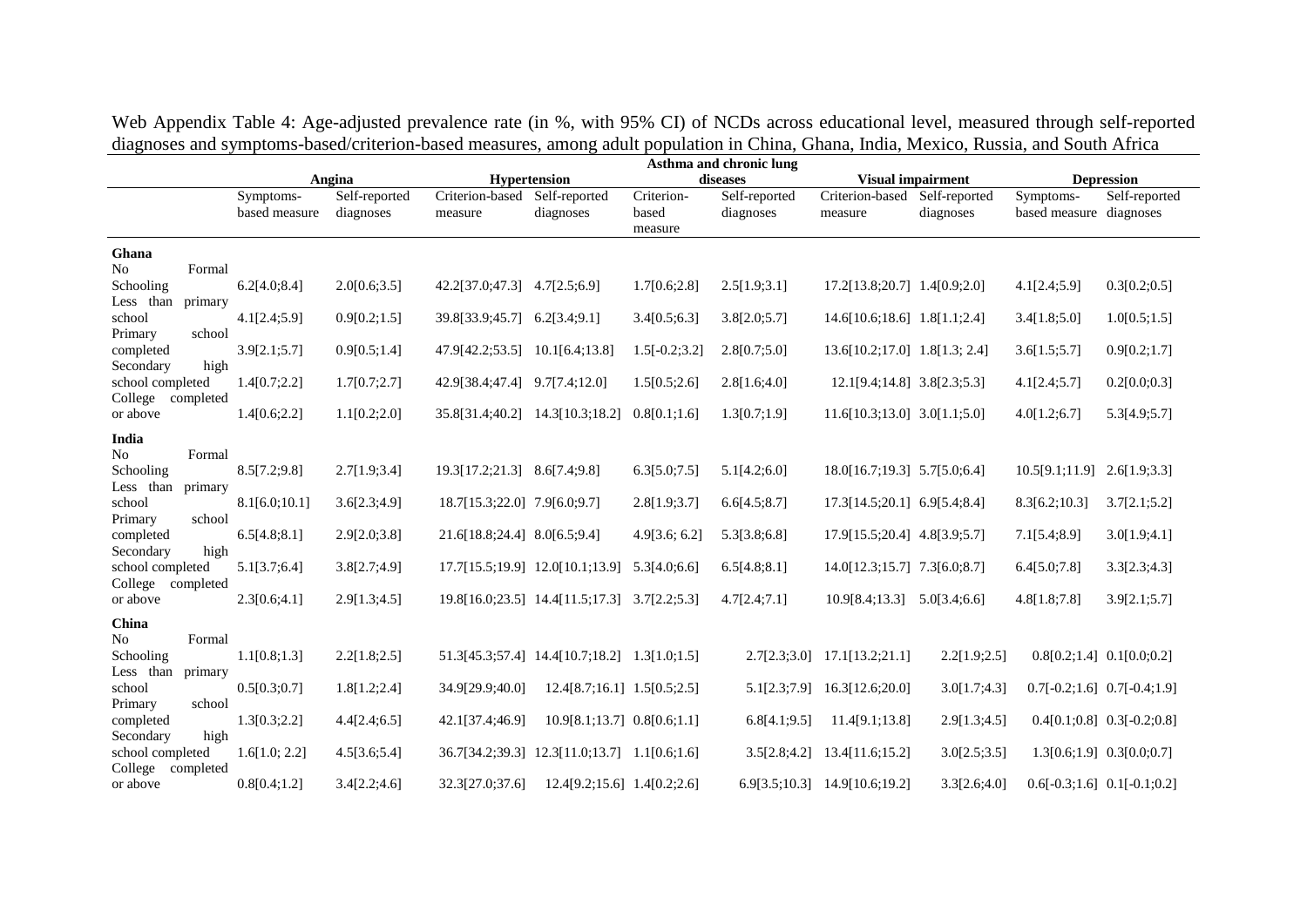Web Appendix Table 4: Age-adjusted prevalence rate (in %, with 95% CI) of NCDs across educational level, measured through self-reported diagnoses and symptoms-based/criterion-based measures, among adult population in China, Ghana, India, Mexico, Russia, and South Africa

| | Angina | | Hypertension | | Asthma and chronic lung diseases | | Visual impairment | | Depression | |
|---|---|---|---|---|---|---|---|---|---|---|
| | Symptoms-based measure | Self-reported diagnoses | Criterion-based measure | Self-reported diagnoses | Criterion-based measure | Self-reported diagnoses | Criterion-based measure | Self-reported diagnoses | Symptoms-based measure | Self-reported diagnoses |
| **Ghana** | | | | | | | | | | |
| No Formal Schooling | 6.2[4.0;8.4] | 2.0[0.6;3.5] | 42.2[37.0;47.3] | 4.7[2.5;6.9] | 1.7[0.6;2.8] | 2.5[1.9;3.1] | 17.2[13.8;20.7] | 1.4[0.9;2.0] | 4.1[2.4;5.9] | 0.3[0.2;0.5] |
| Less than primary school | 4.1[2.4;5.9] | 0.9[0.2;1.5] | 39.8[33.9;45.7] | 6.2[3.4;9.1] | 3.4[0.5;6.3] | 3.8[2.0;5.7] | 14.6[10.6;18.6] | 1.8[1.1;2.4] | 3.4[1.8;5.0] | 1.0[0.5;1.5] |
| Primary school completed | 3.9[2.1;5.7] | 0.9[0.5;1.4] | 47.9[42.2;53.5] | 10.1[6.4;13.8] | 1.5[-0.2;3.2] | 2.8[0.7;5.0] | 13.6[10.2;17.0] | 1.8[1.3; 2.4] | 3.6[1.5;5.7] | 0.9[0.2;1.7] |
| Secondary high school completed | 1.4[0.7;2.2] | 1.7[0.7;2.7] | 42.9[38.4;47.4] | 9.7[7.4;12.0] | 1.5[0.5;2.6] | 2.8[1.6;4.0] | 12.1[9.4;14.8] | 3.8[2.3;5.3] | 4.1[2.4;5.7] | 0.2[0.0;0.3] |
| College completed or above | 1.4[0.6;2.2] | 1.1[0.2;2.0] | 35.8[31.4;40.2] | 14.3[10.3;18.2] | 0.8[0.1;1.6] | 1.3[0.7;1.9] | 11.6[10.3;13.0] | 3.0[1.1;5.0] | 4.0[1.2;6.7] | 5.3[4.9;5.7] |
| **India** | | | | | | | | | | |
| No Formal Schooling | 8.5[7.2;9.8] | 2.7[1.9;3.4] | 19.3[17.2;21.3] | 8.6[7.4;9.8] | 6.3[5.0;7.5] | 5.1[4.2;6.0] | 18.0[16.7;19.3] | 5.7[5.0;6.4] | 10.5[9.1;11.9] | 2.6[1.9;3.3] |
| Less than primary school | 8.1[6.0;10.1] | 3.6[2.3;4.9] | 18.7[15.3;22.0] | 7.9[6.0;9.7] | 2.8[1.9;3.7] | 6.6[4.5;8.7] | 17.3[14.5;20.1] | 6.9[5.4;8.4] | 8.3[6.2;10.3] | 3.7[2.1;5.2] |
| Primary school completed | 6.5[4.8;8.1] | 2.9[2.0;3.8] | 21.6[18.8;24.4] | 8.0[6.5;9.4] | 4.9[3.6; 6.2] | 5.3[3.8;6.8] | 17.9[15.5;20.4] | 4.8[3.9;5.7] | 7.1[5.4;8.9] | 3.0[1.9;4.1] |
| Secondary high school completed | 5.1[3.7;6.4] | 3.8[2.7;4.9] | 17.7[15.5;19.9] | 12.0[10.1;13.9] | 5.3[4.0;6.6] | 6.5[4.8;8.1] | 14.0[12.3;15.7] | 7.3[6.0;8.7] | 6.4[5.0;7.8] | 3.3[2.3;4.3] |
| College completed or above | 2.3[0.6;4.1] | 2.9[1.3;4.5] | 19.8[16.0;23.5] | 14.4[11.5;17.3] | 3.7[2.2;5.3] | 4.7[2.4;7.1] | 10.9[8.4;13.3] | 5.0[3.4;6.6] | 4.8[1.8;7.8] | 3.9[2.1;5.7] |
| **China** | | | | | | | | | | |
| No Formal Schooling | 1.1[0.8;1.3] | 2.2[1.8;2.5] | 51.3[45.3;57.4] | 14.4[10.7;18.2] | 1.3[1.0;1.5] | 2.7[2.3;3.0] | 17.1[13.2;21.1] | 2.2[1.9;2.5] | 0.8[0.2;1.4] | 0.1[0.0;0.2] |
| Less than primary school | 0.5[0.3;0.7] | 1.8[1.2;2.4] | 34.9[29.9;40.0] | 12.4[8.7;16.1] | 1.5[0.5;2.5] | 5.1[2.3;7.9] | 16.3[12.6;20.0] | 3.0[1.7;4.3] | 0.7[-0.2;1.6] | 0.7[-0.4;1.9] |
| Primary school completed | 1.3[0.3;2.2] | 4.4[2.4;6.5] | 42.1[37.4;46.9] | 10.9[8.1;13.7] | 0.8[0.6;1.1] | 6.8[4.1;9.5] | 11.4[9.1;13.8] | 2.9[1.3;4.5] | 0.4[0.1;0.8] | 0.3[-0.2;0.8] |
| Secondary high school completed | 1.6[1.0; 2.2] | 4.5[3.6;5.4] | 36.7[34.2;39.3] | 12.3[11.0;13.7] | 1.1[0.6;1.6] | 3.5[2.8;4.2] | 13.4[11.6;15.2] | 3.0[2.5;3.5] | 1.3[0.6;1.9] | 0.3[0.0;0.7] |
| College completed or above | 0.8[0.4;1.2] | 3.4[2.2;4.6] | 32.3[27.0;37.6] | 12.4[9.2;15.6] | 1.4[0.2;2.6] | 6.9[3.5;10.3] | 14.9[10.6;19.2] | 3.3[2.6;4.0] | 0.6[-0.3;1.6] | 0.1[-0.1;0.2] |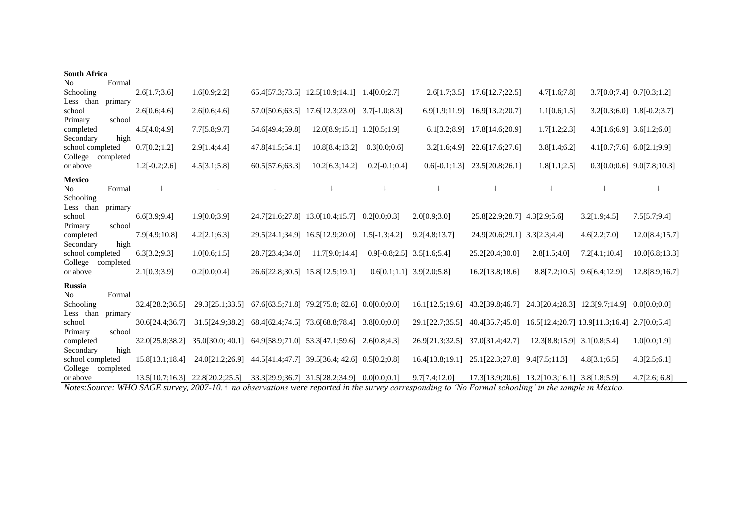| | | | | | | | | | | |
|---|---|---|---|---|---|---|---|---|---|---|
| **South Africa** | | | | | | | | | | |
| No Formal Schooling | 2.6[1.7;3.6] | 1.6[0.9;2.2] | 65.4[57.3;73.5] | 12.5[10.9;14.1] | 1.4[0.0;2.7] | 2.6[1.7;3.5] | 17.6[12.7;22.5] | 4.7[1.6;7.8] | 3.7[0.0;7.4] | 0.7[0.3;1.2] |
| Less than primary school | 2.6[0.6;4.6] | 2.6[0.6;4.6] | 57.0[50.6;63.5] | 17.6[12.3;23.0] | 3.7[-1.0;8.3] | 6.9[1.9;11.9] | 16.9[13.2;20.7] | 1.1[0.6;1.5] | 3.2[0.3;6.0] | 1.8[-0.2;3.7] |
| Primary school completed | 4.5[4.0;4.9] | 7.7[5.8;9.7] | 54.6[49.4;59.8] | 12.0[8.9;15.1] | 1.2[0.5;1.9] | 6.1[3.2;8.9] | 17.8[14.6;20.9] | 1.7[1.2;2.3] | 4.3[1.6;6.9] | 3.6[1.2;6.0] |
| Secondary high school completed | 0.7[0.2;1.2] | 2.9[1.4;4.4] | 47.8[41.5;54.1] | 10.8[8.4;13.2] | 0.3[0.0;0.6] | 3.2[1.6;4.9] | 22.6[17.6;27.6] | 3.8[1.4;6.2] | 4.1[0.7;7.6] | 6.0[2.1;9.9] |
| College completed or above | 1.2[-0.2;2.6] | 4.5[3.1;5.8] | 60.5[57.6;63.3] | 10.2[6.3;14.2] | 0.2[-0.1;0.4] | 0.6[-0.1;1.3] | 23.5[20.8;26.1] | 1.8[1.1;2.5] | 0.3[0.0;0.6] | 9.0[7.8;10.3] |
| **Mexico** | | | | | | | | | | |
| No Formal Schooling | ǂ | ǂ | ǂ | ǂ | ǂ | ǂ | ǂ | ǂ | ǂ | ǂ |
| Less than primary school | 6.6[3.9;9.4] | 1.9[0.0;3.9] | 24.7[21.6;27.8] | 13.0[10.4;15.7] | 0.2[0.0;0.3] | 2.0[0.9;3.0] | 25.8[22.9;28.7] | 4.3[2.9;5.6] | 3.2[1.9;4.5] | 7.5[5.7;9.4] |
| Primary school completed | 7.9[4.9;10.8] | 4.2[2.1;6.3] | 29.5[24.1;34.9] | 16.5[12.9;20.0] | 1.5[-1.3;4.2] | 9.2[4.8;13.7] | 24.9[20.6;29.1] | 3.3[2.3;4.4] | 4.6[2.2;7.0] | 12.0[8.4;15.7] |
| Secondary high school completed | 6.3[3.2;9.3] | 1.0[0.6;1.5] | 28.7[23.4;34.0] | 11.7[9.0;14.4] | 0.9[-0.8;2.5] | 3.5[1.6;5.4] | 25.2[20.4;30.0] | 2.8[1.5;4.0] | 7.2[4.1;10.4] | 10.0[6.8;13.3] |
| College completed or above | 2.1[0.3;3.9] | 0.2[0.0;0.4] | 26.6[22.8;30.5] | 15.8[12.5;19.1] | 0.6[0.1;1.1] | 3.9[2.0;5.8] | 16.2[13.8;18.6] | 8.8[7.2;10.5] | 9.6[6.4;12.9] | 12.8[8.9;16.7] |
| **Russia** | | | | | | | | | | |
| No Formal Schooling | 32.4[28.2;36.5] | 29.3[25.1;33.5] | 67.6[63.5;71.8] | 79.2[75.8; 82.6] | 0.0[0.0;0.0] | 16.1[12.5;19.6] | 43.2[39.8;46.7] | 24.3[20.4;28.3] | 12.3[9.7;14.9] | 0.0[0.0;0.0] |
| Less than primary school | 30.6[24.4;36.7] | 31.5[24.9;38.2] | 68.4[62.4;74.5] | 73.6[68.8;78.4] | 3.8[0.0;0.0] | 29.1[22.7;35.5] | 40.4[35.7;45.0] | 16.5[12.4;20.7] | 13.9[11.3;16.4] | 2.7[0.0;5.4] |
| Primary school completed | 32.0[25.8;38.2] | 35.0[30.0; 40.1] | 64.9[58.9;71.0] | 53.3[47.1;59.6] | 2.6[0.8;4.3] | 26.9[21.3;32.5] | 37.0[31.4;42.7] | 12.3[8.8;15.9] | 3.1[0.8;5.4] | 1.0[0.0;1.9] |
| Secondary high school completed | 15.8[13.1;18.4] | 24.0[21.2;26.9] | 44.5[41.4;47.7] | 39.5[36.4; 42.6] | 0.5[0.2;0.8] | 16.4[13.8;19.1] | 25.1[22.3;27.8] | 9.4[7.5;11.3] | 4.8[3.1;6.5] | 4.3[2.5;6.1] |
| College completed or above | 13.5[10.7;16.3] | 22.8[20.2;25.5] | 33.3[29.9;36.7] | 31.5[28.2;34.9] | 0.0[0.0;0.1] | 9.7[7.4;12.0] | 17.3[13.9;20.6] | 13.2[10.3;16.1] | 3.8[1.8;5.9] | 4.7[2.6; 6.8] |

*Notes:Source: WHO SAGE survey, 2007-10. ǂ no observations were reported in the survey corresponding to 'No Formal schooling' in the sample in Mexico.*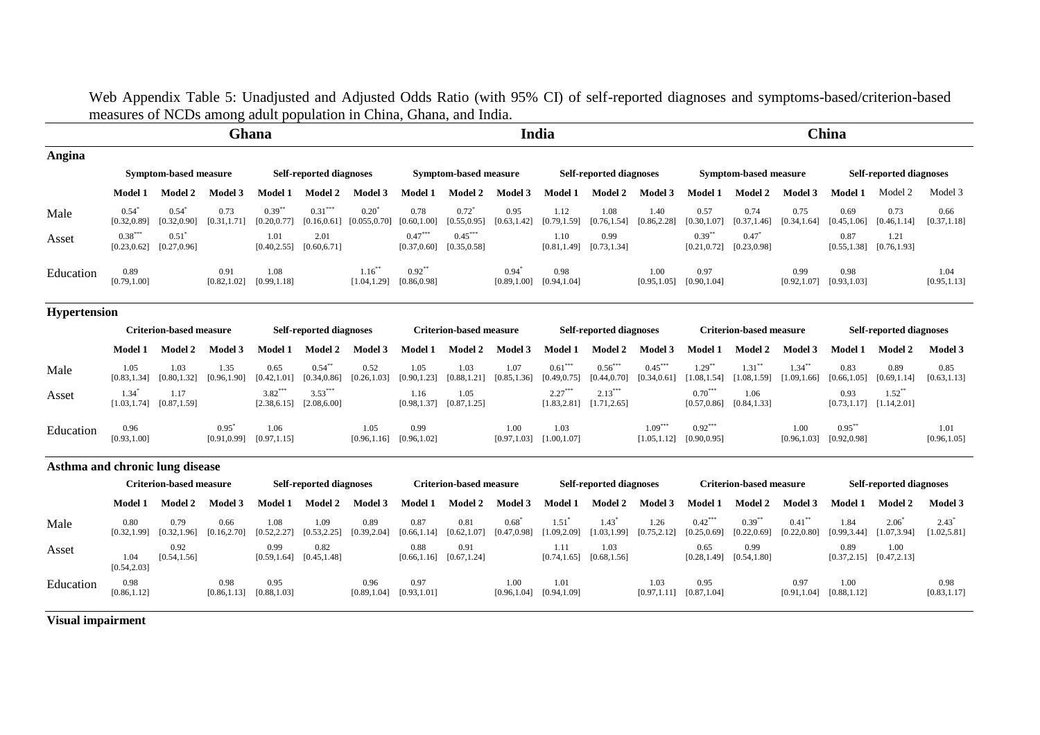Web Appendix Table 5: Unadjusted and Adjusted Odds Ratio (with 95% CI) of self-reported diagnoses and symptoms-based/criterion-based measures of NCDs among adult population in China, Ghana, and India.

| | Ghana | | | | | | India | | | | | | China | | | | | |
|---|---|---|---|---|---|---|---|---|---|---|---|---|---|---|---|---|---|---|
| **Angina** | | | | | | | | | | | | | | | | | | |
| | **Symptom-based measure** | | | **Self-reported diagnoses** | | | **Symptom-based measure** | | | **Self-reported diagnoses** | | | **Symptom-based measure** | | | **Self-reported diagnoses** | | |
| | **Model 1** | **Model 2** | **Model 3** | **Model 1** | **Model 2** | **Model 3** | **Model 1** | **Model 2** | **Model 3** | **Model 1** | **Model 2** | **Model 3** | **Model 1** | **Model 2** | **Model 3** | **Model 1** | Model 2 | Model 3 |
| Male | 0.54* [0.32,0.89] | 0.54* [0.32,0.90] | 0.73 [0.31,1.71] | 0.39** [0.20,0.77] | 0.31*** [0.16,0.61] | 0.20* [0.055,0.70] | 0.78 [0.60,1.00] | 0.72* [0.55,0.95] | 0.95 [0.63,1.42] | 1.12 [0.79,1.59] | 1.08 [0.76,1.54] | 1.40 [0.86,2.28] | 0.57 [0.30,1.07] | 0.74 [0.37,1.46] | 0.75 [0.34,1.64] | 0.69 [0.45,1.06] | 0.73 [0.46,1.14] | 0.66 [0.37,1.18] |
| Asset | 0.38*** [0.23,0.62] | 0.51* [0.27,0.96] | | 1.01 [0.40,2.55] | 2.01 [0.60,6.71] | | 0.47*** [0.37,0.60] | 0.45*** [0.35,0.58] | | 1.10 [0.81,1.49] | 0.99 [0.73,1.34] | | 0.39** [0.21,0.72] | 0.47* [0.23,0.98] | | 0.87 [0.55,1.38] | 1.21 [0.76,1.93] | |
| Education | 0.89 [0.79,1.00] | | 0.91 [0.82,1.02] | 1.08 [0.99,1.18] | | 1.16** [1.04,1.29] | 0.92** [0.86,0.98] | | 0.94* [0.89,1.00] | 0.98 [0.94,1.04] | | 1.00 [0.95,1.05] | 0.97 [0.90,1.04] | | 0.99 [0.92,1.07] | 0.98 [0.93,1.03] | | 1.04 [0.95,1.13] |
| **Hypertension** | | | | | | | | | | | | | | | | | | |
| | **Criterion-based measure** | | | **Self-reported diagnoses** | | | **Criterion-based measure** | | | **Self-reported diagnoses** | | | **Criterion-based measure** | | | **Self-reported diagnoses** | | |
| | **Model 1** | **Model 2** | **Model 3** | **Model 1** | **Model 2** | **Model 3** | **Model 1** | **Model 2** | **Model 3** | **Model 1** | **Model 2** | **Model 3** | **Model 1** | **Model 2** | **Model 3** | **Model 1** | **Model 2** | **Model 3** |
| Male | 1.05 [0.83,1.34] | 1.03 [0.80,1.32] | 1.35 [0.96,1.90] | 0.65 [0.42,1.01] | 0.54** [0.34,0.86] | 0.52 [0.26,1.03] | 1.05 [0.90,1.23] | 1.03 [0.88,1.21] | 1.07 [0.85,1.36] | 0.61*** [0.49,0.75] | 0.56*** [0.44,0.70] | 0.45*** [0.34,0.61] | 1.29** [1.08,1.54] | 1.31** [1.08,1.59] | 1.34** [1.09,1.66] | 0.83 [0.66,1.05] | 0.89 [0.69,1.14] | 0.85 [0.63,1.13] |
| Asset | 1.34* [1.03,1.74] | 1.17 [0.87,1.59] | | 3.82*** [2.38,6.15] | 3.53*** [2.08,6.00] | | 1.16 [0.98,1.37] | 1.05 [0.87,1.25] | | 2.27*** [1.83,2.81] | 2.13*** [1.71,2.65] | | 0.70*** [0.57,0.86] | 1.06 [0.84,1.33] | | 0.93 [0.73,1.17] | 1.52** [1.14,2.01] | |
| Education | 0.96 [0.93,1.00] | | 0.95* [0.91,0.99] | 1.06 [0.97,1.15] | | 1.05 [0.96,1.16] | 0.99 [0.96,1.02] | | 1.00 [0.97,1.03] | 1.03 [1.00,1.07] | | 1.09*** [1.05,1.12] | 0.92*** [0.90,0.95] | | 1.00 [0.96,1.03] | 0.95** [0.92,0.98] | | 1.01 [0.96,1.05] |
| **Asthma and chronic lung disease** | | | | | | | | | | | | | | | | | | |
| | **Criterion-based measure** | | | **Self-reported diagnoses** | | | **Criterion-based measure** | | | **Self-reported diagnoses** | | | **Criterion-based measure** | | | **Self-reported diagnoses** | | |
| | **Model 1** | **Model 2** | **Model 3** | **Model 1** | **Model 2** | **Model 3** | **Model 1** | **Model 2** | **Model 3** | **Model 1** | **Model 2** | **Model 3** | **Model 1** | **Model 2** | **Model 3** | **Model 1** | **Model 2** | **Model 3** |
| Male | 0.80 [0.32,1.99] | 0.79 [0.32,1.96] | 0.66 [0.16,2.70] | 1.08 [0.52,2.27] | 1.09 [0.53,2.25] | 0.89 [0.39,2.04] | 0.87 [0.66,1.14] | 0.81 [0.62,1.07] | 0.68* [0.47,0.98] | 1.51* [1.09,2.09] | 1.43* [1.03,1.99] | 1.26 [0.75,2.12] | 0.42*** [0.25,0.69] | 0.39** [0.22,0.69] | 0.41** [0.22,0.80] | 1.84 [0.99,3.44] | 2.06* [1.07,3.94] | 2.43* [1.02,5.81] |
| Asset | 1.04 [0.54,2.03] | 0.92 [0.54,1.56] | | 0.99 [0.59,1.64] | 0.82 [0.45,1.48] | | 0.88 [0.66,1.16] | 0.91 [0.67,1.24] | | 1.11 [0.74,1.65] | 1.03 [0.68,1.56] | | 0.65 [0.28,1.49] | 0.99 [0.54,1.80] | | 0.89 [0.37,2.15] | 1.00 [0.47,2.13] | |
| Education | 0.98 [0.86,1.12] | | 0.98 [0.86,1.13] | 0.95 [0.88,1.03] | | 0.96 [0.89,1.04] | 0.97 [0.93,1.01] | | 1.00 [0.96,1.04] | 1.01 [0.94,1.09] | | 1.03 [0.97,1.11] | 0.95 [0.87,1.04] | | 0.97 [0.91,1.04] | 1.00 [0.88,1.12] | | 0.98 [0.83,1.17] |
| **Visual impairment** | | | | | | | | | | | | | | | | | | |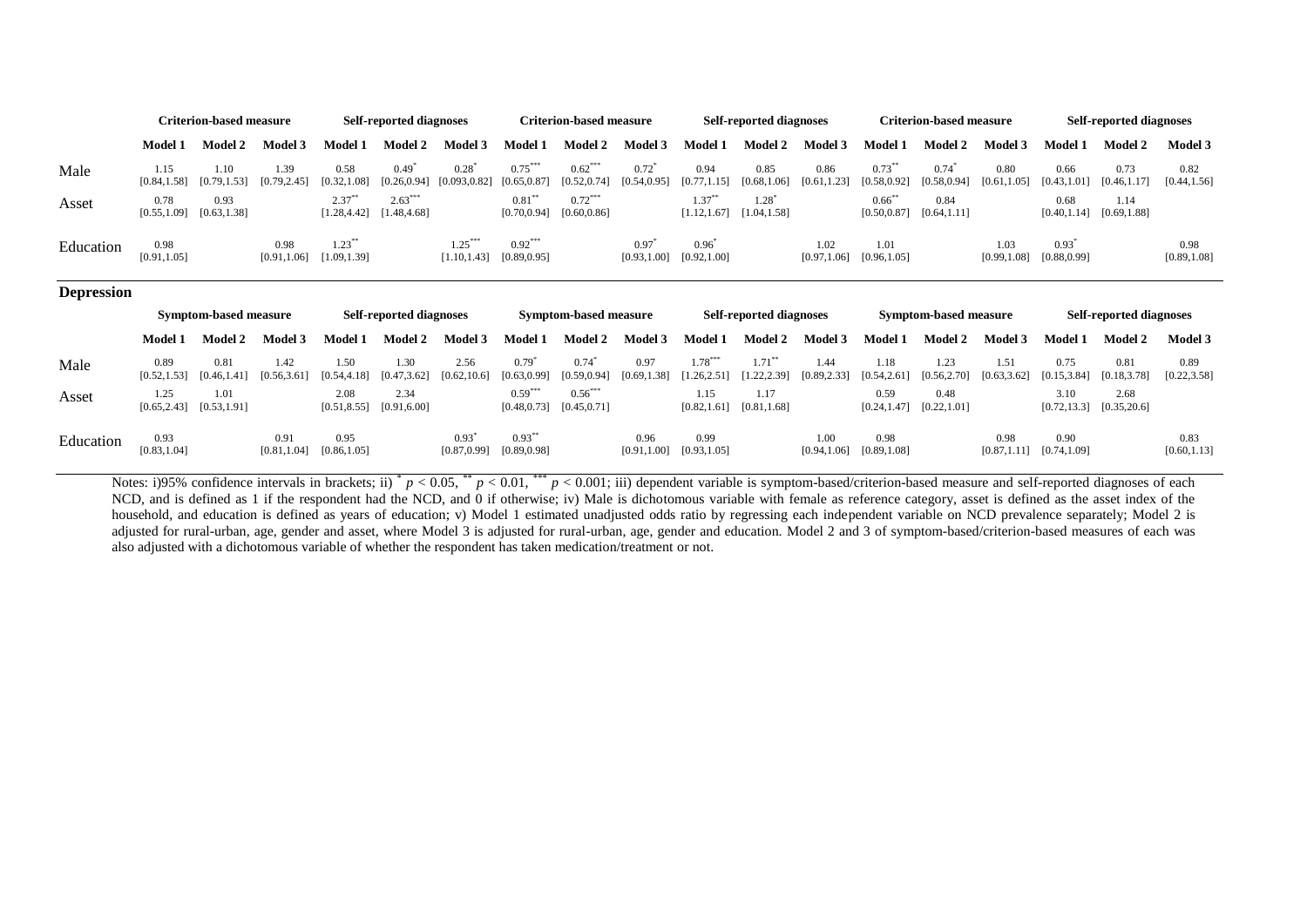| | Criterion-based measure | | | Self-reported diagnoses | | | Criterion-based measure | | | Self-reported diagnoses | | | Criterion-based measure | | | Self-reported diagnoses | | |
|---|---|---|---|---|---|---|---|---|---|---|---|---|---|---|---|---|---|---|
| | **Model 1** | **Model 2** | **Model 3** | **Model 1** | **Model 2** | **Model 3** | **Model 1** | **Model 2** | **Model 3** | **Model 1** | **Model 2** | **Model 3** | **Model 1** | **Model 2** | **Model 3** | **Model 1** | **Model 2** | **Model 3** |
| Male | 1.15 [0.84,1.58] | 1.10 [0.79,1.53] | 1.39 [0.79,2.45] | 0.58 [0.32,1.08] | 0.49$^{*}$ [0.26,0.94] | 0.28$^{*}$ [0.093,0.82] | 0.75$^{***}$ [0.65,0.87] | 0.62$^{***}$ [0.52,0.74] | 0.72$^{*}$ [0.54,0.95] | 0.94 [0.77,1.15] | 0.85 [0.68,1.06] | 0.86 [0.61,1.23] | 0.73$^{**}$ [0.58,0.92] | 0.74$^{*}$ [0.58,0.94] | 0.80 [0.61,1.05] | 0.66 [0.43,1.01] | 0.73 [0.46,1.17] | 0.82 [0.44,1.56] |
| Asset | 0.78 [0.55,1.09] | 0.93 [0.63,1.38] | | 2.37$^{**}$ [1.28,4.42] | 2.63$^{***}$ [1.48,4.68] | | 0.81$^{**}$ [0.70,0.94] | 0.72$^{***}$ [0.60,0.86] | | 1.37$^{**}$ [1.12,1.67] | 1.28$^{*}$ [1.04,1.58] | | 0.66$^{**}$ [0.50,0.87] | 0.84 [0.64,1.11] | | 0.68 [0.40,1.14] | 1.14 [0.69,1.88] | |
| Education | 0.98 [0.91,1.05] | | 0.98 [0.91,1.06] | 1.23$^{**}$ [1.09,1.39] | | 1.25$^{***}$ [1.10,1.43] | 0.92$^{***}$ [0.89,0.95] | | 0.97$^{*}$ [0.93,1.00] | 0.96$^{*}$ [0.92,1.00] | | 1.02 [0.97,1.06] | 1.01 [0.96,1.05] | | 1.03 [0.99,1.08] | 0.93$^{*}$ [0.88,0.99] | | 0.98 [0.89,1.08] |

**Depression**

| | Symptom-based measure | | | Self-reported diagnoses | | | Symptom-based measure | | | Self-reported diagnoses | | | Symptom-based measure | | | Self-reported diagnoses | | |
|---|---|---|---|---|---|---|---|---|---|---|---|---|---|---|---|---|---|---|
| | **Model 1** | **Model 2** | **Model 3** | **Model 1** | **Model 2** | **Model 3** | **Model 1** | **Model 2** | **Model 3** | **Model 1** | **Model 2** | **Model 3** | **Model 1** | **Model 2** | **Model 3** | **Model 1** | **Model 2** | **Model 3** |
| Male | 0.89 [0.52,1.53] | 0.81 [0.46,1.41] | 1.42 [0.56,3.61] | 1.50 [0.54,4.18] | 1.30 [0.47,3.62] | 2.56 [0.62,10.6] | 0.79$^{*}$ [0.63,0.99] | 0.74$^{*}$ [0.59,0.94] | 0.97 [0.69,1.38] | 1.78$^{***}$ [1.26,2.51] | 1.71$^{**}$ [1.22,2.39] | 1.44 [0.89,2.33] | 1.18 [0.54,2.61] | 1.23 [0.56,2.70] | 1.51 [0.63,3.62] | 0.75 [0.15,3.84] | 0.81 [0.18,3.78] | 0.89 [0.22,3.58] |
| Asset | 1.25 [0.65,2.43] | 1.01 [0.53,1.91] | | 2.08 [0.51,8.55] | 2.34 [0.91,6.00] | | 0.59$^{***}$ [0.48,0.73] | 0.56$^{***}$ [0.45,0.71] | | 1.15 [0.82,1.61] | 1.17 [0.81,1.68] | | 0.59 [0.24,1.47] | 0.48 [0.22,1.01] | | 3.10 [0.72,13.3] | 2.68 [0.35,20.6] | |
| Education | 0.93 [0.83,1.04] | | 0.91 [0.81,1.04] | 0.95 [0.86,1.05] | | 0.93$^{*}$ [0.87,0.99] | 0.93$^{**}$ [0.89,0.98] | | 0.96 [0.91,1.00] | 0.99 [0.93,1.05] | | 1.00 [0.94,1.06] | 0.98 [0.89,1.08] | | 0.98 [0.87,1.11] | 0.90 [0.74,1.09] | | 0.83 [0.60,1.13] |

Notes: i)95% confidence intervals in brackets; ii) $^{*}$ $p < 0.05$, $^{**}$ $p < 0.01$, $^{***}$ $p < 0.001$; iii) dependent variable is symptom-based/criterion-based measure and self-reported diagnoses of each NCD, and is defined as 1 if the respondent had the NCD, and 0 if otherwise; iv) Male is dichotomous variable with female as reference category, asset is defined as the asset index of the household, and education is defined as years of education; v) Model 1 estimated unadjusted odds ratio by regressing each independent variable on NCD prevalence separately; Model 2 is adjusted for rural-urban, age, gender and asset, where Model 3 is adjusted for rural-urban, age, gender and education. Model 2 and 3 of symptom-based/criterion-based measures of each was also adjusted with a dichotomous variable of whether the respondent has taken medication/treatment or not.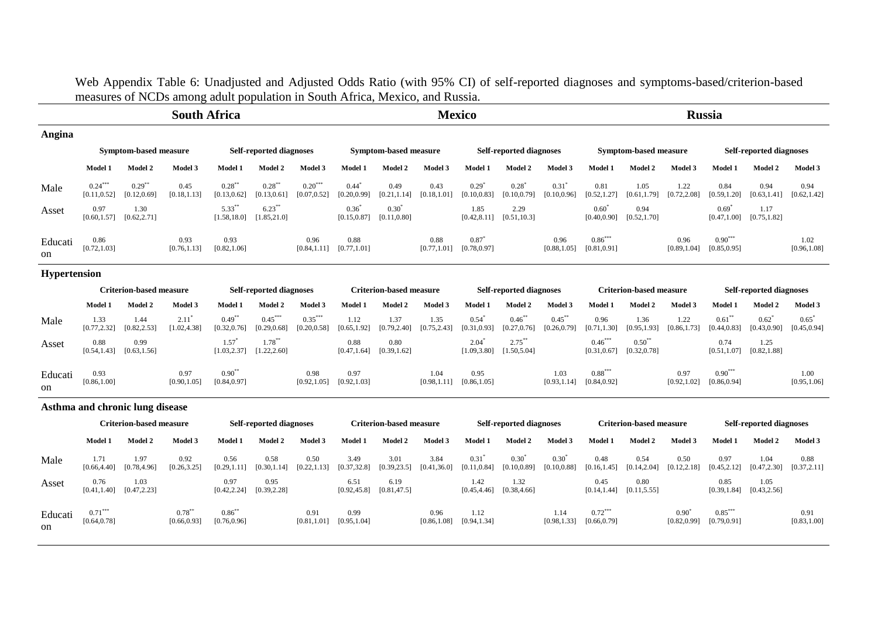Web Appendix Table 6: Unadjusted and Adjusted Odds Ratio (with 95% CI) of self-reported diagnoses and symptoms-based/criterion-based measures of NCDs among adult population in South Africa, Mexico, and Russia.

| | **South Africa** | | | | | | **Mexico** | | | | | | **Russia** | | | | | |
|---|---|---|---|---|---|---|---|---|---|---|---|---|---|---|---|---|---|---|
| **Angina** | | | | | | | | | | | | | | | | | | |
| | **Symptom-based measure** | | | **Self-reported diagnoses** | | | **Symptom-based measure** | | | **Self-reported diagnoses** | | | **Symptom-based measure** | | | **Self-reported diagnoses** | | |
| | **Model 1** | **Model 2** | **Model 3** | **Model 1** | **Model 2** | **Model 3** | **Model 1** | **Model 2** | **Model 3** | **Model 1** | **Model 2** | **Model 3** | **Model 1** | **Model 2** | **Model 3** | **Model 1** | **Model 2** | **Model 3** |
| Male | 0.24*** [0.11,0.52] | 0.29** [0.12,0.69] | 0.45 [0.18,1.13] | 0.28** [0.13,0.62] | 0.28** [0.13,0.61] | 0.20*** [0.07,0.52] | 0.44* [0.20,0.99] | 0.49 [0.21,1.14] | 0.43 [0.18,1.01] | 0.29* [0.10,0.83] | 0.28* [0.10,0.79] | 0.31* [0.10,0.96] | 0.81 [0.52,1.27] | 1.05 [0.61,1.79] | 1.22 [0.72,2.08] | 0.84 [0.59,1.20] | 0.94 [0.63,1.41] | 0.94 [0.62,1.42] |
| Asset | 0.97 [0.60,1.57] | 1.30 [0.62,2.71] | | 5.33** [1.58,18.0] | 6.23** [1.85,21.0] | | 0.36* [0.15,0.87] | 0.30* [0.11,0.80] | | 1.85 [0.42,8.11] | 2.29 [0.51,10.3] | | 0.60* [0.40,0.90] | 0.94 [0.52,1.70] | | 0.69* [0.47,1.00] | 1.17 [0.75,1.82] | |
| Education | 0.86 [0.72,1.03] | | 0.93 [0.76,1.13] | 0.93 [0.82,1.06] | | 0.96 [0.84,1.11] | 0.88 [0.77,1.01] | | 0.88 [0.77,1.01] | 0.87* [0.78,0.97] | | 0.96 [0.88,1.05] | 0.86*** [0.81,0.91] | | 0.96 [0.89,1.04] | 0.90*** [0.85,0.95] | | 1.02 [0.96,1.08] |
| **Hypertension** | | | | | | | | | | | | | | | | | | |
| | **Criterion-based measure** | | | **Self-reported diagnoses** | | | **Criterion-based measure** | | | **Self-reported diagnoses** | | | **Criterion-based measure** | | | **Self-reported diagnoses** | | |
| | **Model 1** | **Model 2** | **Model 3** | **Model 1** | **Model 2** | **Model 3** | **Model 1** | **Model 2** | **Model 3** | **Model 1** | **Model 2** | **Model 3** | **Model 1** | **Model 2** | **Model 3** | **Model 1** | **Model 2** | **Model 3** |
| Male | 1.33 [0.77,2.32] | 1.44 [0.82,2.53] | 2.11* [1.02,4.38] | 0.49** [0.32,0.76] | 0.45*** [0.29,0.68] | 0.35*** [0.20,0.58] | 1.12 [0.65,1.92] | 1.37 [0.79,2.40] | 1.35 [0.75,2.43] | 0.54* [0.31,0.93] | 0.46** [0.27,0.76] | 0.45** [0.26,0.79] | 0.96 [0.71,1.30] | 1.36 [0.95,1.93] | 1.22 [0.86,1.73] | 0.61** [0.44,0.83] | 0.62* [0.43,0.90] | 0.65* [0.45,0.94] |
| Asset | 0.88 [0.54,1.43] | 0.99 [0.63,1.56] | | 1.57* [1.03,2.37] | 1.78** [1.22,2.60] | | 0.88 [0.47,1.64] | 0.80 [0.39,1.62] | | 2.04* [1.09,3.80] | 2.75** [1.50,5.04] | | 0.46*** [0.31,0.67] | 0.50** [0.32,0.78] | | 0.74 [0.51,1.07] | 1.25 [0.82,1.88] | |
| Education | 0.93 [0.86,1.00] | | 0.97 [0.90,1.05] | 0.90** [0.84,0.97] | | 0.98 [0.92,1.05] | 0.97 [0.92,1.03] | | 1.04 [0.98,1.11] | 0.95 [0.86,1.05] | | 1.03 [0.93,1.14] | 0.88*** [0.84,0.92] | | 0.97 [0.92,1.02] | 0.90*** [0.86,0.94] | | 1.00 [0.95,1.06] |
| **Asthma and chronic lung disease** | | | | | | | | | | | | | | | | | | |
| | **Criterion-based measure** | | | **Self-reported diagnoses** | | | **Criterion-based measure** | | | **Self-reported diagnoses** | | | **Criterion-based measure** | | | **Self-reported diagnoses** | | |
| | **Model 1** | **Model 2** | **Model 3** | **Model 1** | **Model 2** | **Model 3** | **Model 1** | **Model 2** | **Model 3** | **Model 1** | **Model 2** | **Model 3** | **Model 1** | **Model 2** | **Model 3** | **Model 1** | **Model 2** | **Model 3** |
| Male | 1.71 [0.66,4.40] | 1.97 [0.78,4.96] | 0.92 [0.26,3.25] | 0.56 [0.29,1.11] | 0.58 [0.30,1.14] | 0.50 [0.22,1.13] | 3.49 [0.37,32.8] | 3.01 [0.39,23.5] | 3.84 [0.41,36.0] | 0.31* [0.11,0.84] | 0.30* [0.10,0.89] | 0.30* [0.10,0.88] | 0.48 [0.16,1.45] | 0.54 [0.14,2.04] | 0.50 [0.12,2.18] | 0.97 [0.45,2.12] | 1.04 [0.47,2.30] | 0.88 [0.37,2.11] |
| Asset | 0.76 [0.41,1.40] | 1.03 [0.47,2.23] | | 0.97 [0.42,2.24] | 0.95 [0.39,2.28] | | 6.51 [0.92,45.8] | 6.19 [0.81,47.5] | | 1.42 [0.45,4.46] | 1.32 [0.38,4.66] | | 0.45 [0.14,1.44] | 0.80 [0.11,5.55] | | 0.85 [0.39,1.84] | 1.05 [0.43,2.56] | |
| Education | 0.71*** [0.64,0.78] | | 0.78** [0.66,0.93] | 0.86** [0.76,0.96] | | 0.91 [0.81,1.01] | 0.99 [0.95,1.04] | | 0.96 [0.86,1.08] | 1.12 [0.94,1.34] | | 1.14 [0.98,1.33] | 0.72*** [0.66,0.79] | | 0.90* [0.82,0.99] | 0.85*** [0.79,0.91] | | 0.91 [0.83,1.00] |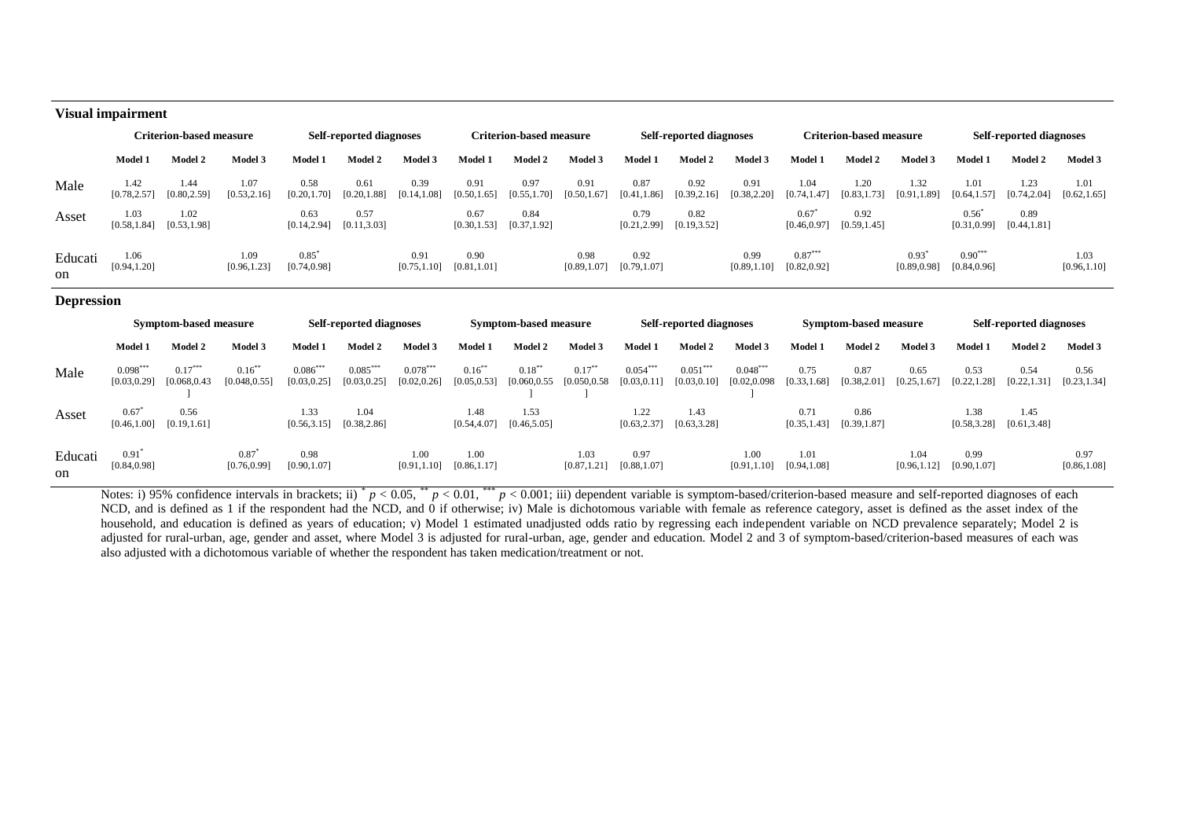**Visual impairment**

| | Criterion-based measure | | | Self-reported diagnoses | | | Criterion-based measure | | | Self-reported diagnoses | | | Criterion-based measure | | | Self-reported diagnoses | | |
|---|---|---|---|---|---|---|---|---|---|---|---|---|---|---|---|---|---|---|
| | Model 1 | Model 2 | Model 3 | Model 1 | Model 2 | Model 3 | Model 1 | Model 2 | Model 3 | Model 1 | Model 2 | Model 3 | Model 1 | Model 2 | Model 3 | Model 1 | Model 2 | Model 3 |
| Male | 1.42 [0.78,2.57] | 1.44 [0.80,2.59] | 1.07 [0.53,2.16] | 0.58 [0.20,1.70] | 0.61 [0.20,1.88] | 0.39 [0.14,1.08] | 0.91 [0.50,1.65] | 0.97 [0.55,1.70] | 0.91 [0.50,1.67] | 0.87 [0.41,1.86] | 0.92 [0.39,2.16] | 0.91 [0.38,2.20] | 1.04 [0.74,1.47] | 1.20 [0.83,1.73] | 1.32 [0.91,1.89] | 1.01 [0.64,1.57] | 1.23 [0.74,2.04] | 1.01 [0.62,1.65] |
| Asset | 1.03 [0.58,1.84] | 1.02 [0.53,1.98] | | 0.63 [0.14,2.94] | 0.57 [0.11,3.03] | | 0.67 [0.30,1.53] | 0.84 [0.37,1.92] | | 0.79 [0.21,2.99] | 0.82 [0.19,3.52] | | 0.67* [0.46,0.97] | 0.92 [0.59,1.45] | | 0.56* [0.31,0.99] | 0.89 [0.44,1.81] | |
| Education | 1.06 [0.94,1.20] | | 1.09 [0.96,1.23] | 0.85* [0.74,0.98] | | 0.91 [0.75,1.10] | 0.90 [0.81,1.01] | | 0.98 [0.89,1.07] | 0.92 [0.79,1.07] | | 0.99 [0.89,1.10] | 0.87*** [0.82,0.92] | | 0.93* [0.89,0.98] | 0.90*** [0.84,0.96] | | 1.03 [0.96,1.10] |

**Depression**

| | Symptom-based measure | | | Self-reported diagnoses | | | Symptom-based measure | | | Self-reported diagnoses | | | Symptom-based measure | | | Self-reported diagnoses | | |
|---|---|---|---|---|---|---|---|---|---|---|---|---|---|---|---|---|---|---|
| | Model 1 | Model 2 | Model 3 | Model 1 | Model 2 | Model 3 | Model 1 | Model 2 | Model 3 | Model 1 | Model 2 | Model 3 | Model 1 | Model 2 | Model 3 | Model 1 | Model 2 | Model 3 |
| Male | 0.098*** [0.03,0.29] | 0.17*** [0.068,0.43] | 0.16** [0.048,0.55] | 0.086*** [0.03,0.25] | 0.085*** [0.03,0.25] | 0.078*** [0.02,0.26] | 0.16** [0.05,0.53] | 0.18** [0.060,0.55] | 0.17** [0.050,0.58] | 0.054*** [0.03,0.11] | 0.051*** [0.03,0.10] | 0.048*** [0.02,0.098] | 0.75 [0.33,1.68] | 0.87 [0.38,2.01] | 0.65 [0.25,1.67] | 0.53 [0.22,1.28] | 0.54 [0.22,1.31] | 0.56 [0.23,1.34] |
| Asset | 0.67* [0.46,1.00] | 0.56 [0.19,1.61] | | 1.33 [0.56,3.15] | 1.04 [0.38,2.86] | | 1.48 [0.54,4.07] | 1.53 [0.46,5.05] | | 1.22 [0.63,2.37] | 1.43 [0.63,3.28] | | 0.71 [0.35,1.43] | 0.86 [0.39,1.87] | | 1.38 [0.58,3.28] | 1.45 [0.61,3.48] | |
| Education | 0.91* [0.84,0.98] | | 0.87* [0.76,0.99] | 0.98 [0.90,1.07] | | 1.00 [0.91,1.10] | 1.00 [0.86,1.17] | | 1.03 [0.87,1.21] | 0.97 [0.88,1.07] | | 1.00 [0.91,1.10] | 1.01 [0.94,1.08] | | 1.04 [0.96,1.12] | 0.99 [0.90,1.07] | | 0.97 [0.86,1.08] |

Notes: i) 95% confidence intervals in brackets; ii) * $p < 0.05$, ** $p < 0.01$, *** $p < 0.001$; iii) dependent variable is symptom-based/criterion-based measure and self-reported diagnoses of each NCD, and is defined as 1 if the respondent had the NCD, and 0 if otherwise; iv) Male is dichotomous variable with female as reference category, asset is defined as the asset index of the household, and education is defined as years of education; v) Model 1 estimated unadjusted odds ratio by regressing each independent variable on NCD prevalence separately; Model 2 is adjusted for rural-urban, age, gender and asset, where Model 3 is adjusted for rural-urban, age, gender and education. Model 2 and 3 of symptom-based/criterion-based measures of each was also adjusted with a dichotomous variable of whether the respondent has taken medication/treatment or not.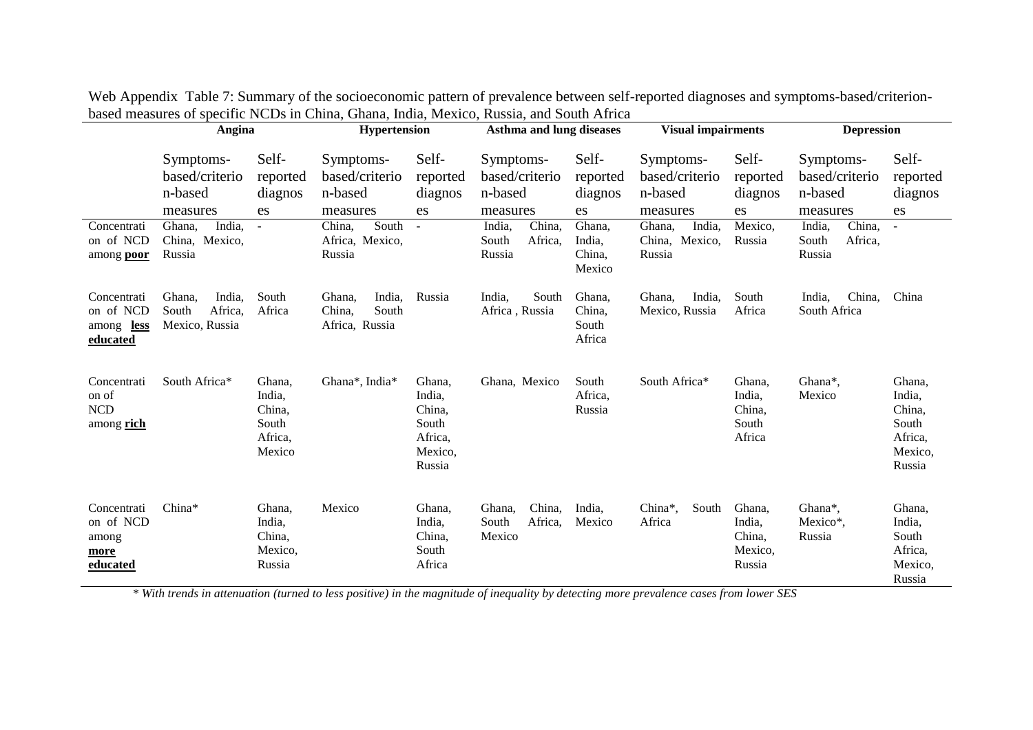Web Appendix Table 7: Summary of the socioeconomic pattern of prevalence between self-reported diagnoses and symptoms-based/criterion-based measures of specific NCDs in China, Ghana, India, Mexico, Russia, and South Africa

| | Angina | | Hypertension | | Asthma and lung diseases | | Visual impairments | | Depression | |
|---|---|---|---|---|---|---|---|---|---|---|
| | Symptoms-based/criterion-based measures | Self-reported diagnoses | Symptoms-based/criterion-based measures | Self-reported diagnoses | Symptoms-based/criterion-based measures | Self-reported diagnoses | Symptoms-based/criterion-based measures | Self-reported diagnoses | Symptoms-based/criterion-based measures | Self-reported diagnoses |
| Concentration of NCD among **poor** | Ghana, India, China, Mexico, Russia | - | China, South Africa, Mexico, Russia | - | India, China, South Africa, Russia | Ghana, India, China, Mexico | Ghana, India, China, Mexico, Russia | Mexico, Russia | India, China, South Africa, Russia | - |
| Concentration of NCD among **less educated** | Ghana, India, South Africa, Mexico, Russia | South Africa | Ghana, India, China, South Africa, Russia | Russia | India, South Africa , Russia | Ghana, China, South Africa | Ghana, India, Mexico, Russia | South Africa | India, China, South Africa | China |
| Concentration of NCD among **rich** | South Africa* | Ghana, India, China, South Africa, Mexico | Ghana*, India* | Ghana, India, China, South Africa, Mexico, Russia | Ghana, Mexico | South Africa, Russia | South Africa* | Ghana, India, China, South Africa | Ghana*, Mexico | Ghana, India, China, South Africa, Mexico, Russia |
| Concentration of NCD among **more educated** | China* | Ghana, India, China, Mexico, Russia | Mexico | Ghana, India, China, South Africa | Ghana, China, South Africa, Mexico | India, Mexico | China*, South Africa | Ghana, India, China, Mexico, Russia | Ghana*, Mexico*, Russia | Ghana, India, South Africa, Mexico, Russia |

*\* With trends in attenuation (turned to less positive) in the magnitude of inequality by detecting more prevalence cases from lower SES*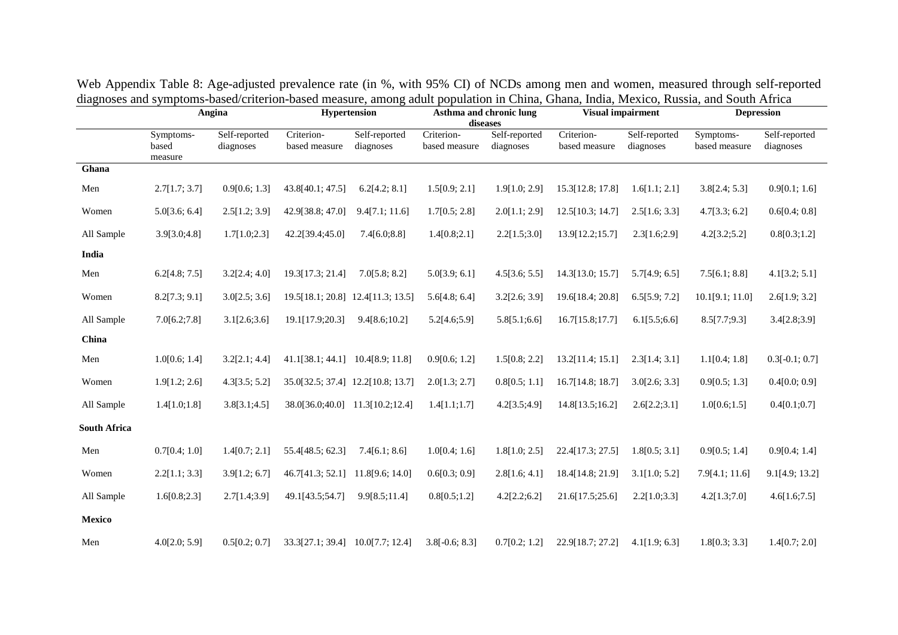Web Appendix Table 8: Age-adjusted prevalence rate (in %, with 95% CI) of NCDs among men and women, measured through self-reported diagnoses and symptoms-based/criterion-based measure, among adult population in China, Ghana, India, Mexico, Russia, and South Africa

| | Angina | | Hypertension | | Asthma and chronic lung diseases | | Visual impairment | | Depression | |
|---|---|---|---|---|---|---|---|---|---|---|
| | Symptoms-based measure | Self-reported diagnoses | Criterion-based measure | Self-reported diagnoses | Criterion-based measure | Self-reported diagnoses | Criterion-based measure | Self-reported diagnoses | Symptoms-based measure | Self-reported diagnoses |
| **Ghana** | | | | | | | | | | |
| Men | 2.7[1.7; 3.7] | 0.9[0.6; 1.3] | 43.8[40.1; 47.5] | 6.2[4.2; 8.1] | 1.5[0.9; 2.1] | 1.9[1.0; 2.9] | 15.3[12.8; 17.8] | 1.6[1.1; 2.1] | 3.8[2.4; 5.3] | 0.9[0.1; 1.6] |
| Women | 5.0[3.6; 6.4] | 2.5[1.2; 3.9] | 42.9[38.8; 47.0] | 9.4[7.1; 11.6] | 1.7[0.5; 2.8] | 2.0[1.1; 2.9] | 12.5[10.3; 14.7] | 2.5[1.6; 3.3] | 4.7[3.3; 6.2] | 0.6[0.4; 0.8] |
| All Sample | 3.9[3.0;4.8] | 1.7[1.0;2.3] | 42.2[39.4;45.0] | 7.4[6.0;8.8] | 1.4[0.8;2.1] | 2.2[1.5;3.0] | 13.9[12.2;15.7] | 2.3[1.6;2.9] | 4.2[3.2;5.2] | 0.8[0.3;1.2] |
| **India** | | | | | | | | | | |
| Men | 6.2[4.8; 7.5] | 3.2[2.4; 4.0] | 19.3[17.3; 21.4] | 7.0[5.8; 8.2] | 5.0[3.9; 6.1] | 4.5[3.6; 5.5] | 14.3[13.0; 15.7] | 5.7[4.9; 6.5] | 7.5[6.1; 8.8] | 4.1[3.2; 5.1] |
| Women | 8.2[7.3; 9.1] | 3.0[2.5; 3.6] | 19.5[18.1; 20.8] | 12.4[11.3; 13.5] | 5.6[4.8; 6.4] | 3.2[2.6; 3.9] | 19.6[18.4; 20.8] | 6.5[5.9; 7.2] | 10.1[9.1; 11.0] | 2.6[1.9; 3.2] |
| All Sample | 7.0[6.2;7.8] | 3.1[2.6;3.6] | 19.1[17.9;20.3] | 9.4[8.6;10.2] | 5.2[4.6;5.9] | 5.8[5.1;6.6] | 16.7[15.8;17.7] | 6.1[5.5;6.6] | 8.5[7.7;9.3] | 3.4[2.8;3.9] |
| **China** | | | | | | | | | | |
| Men | 1.0[0.6; 1.4] | 3.2[2.1; 4.4] | 41.1[38.1; 44.1] | 10.4[8.9; 11.8] | 0.9[0.6; 1.2] | 1.5[0.8; 2.2] | 13.2[11.4; 15.1] | 2.3[1.4; 3.1] | 1.1[0.4; 1.8] | 0.3[-0.1; 0.7] |
| Women | 1.9[1.2; 2.6] | 4.3[3.5; 5.2] | 35.0[32.5; 37.4] | 12.2[10.8; 13.7] | 2.0[1.3; 2.7] | 0.8[0.5; 1.1] | 16.7[14.8; 18.7] | 3.0[2.6; 3.3] | 0.9[0.5; 1.3] | 0.4[0.0; 0.9] |
| All Sample | 1.4[1.0;1.8] | 3.8[3.1;4.5] | 38.0[36.0;40.0] | 11.3[10.2;12.4] | 1.4[1.1;1.7] | 4.2[3.5;4.9] | 14.8[13.5;16.2] | 2.6[2.2;3.1] | 1.0[0.6;1.5] | 0.4[0.1;0.7] |
| **South Africa** | | | | | | | | | | |
| Men | 0.7[0.4; 1.0] | 1.4[0.7; 2.1] | 55.4[48.5; 62.3] | 7.4[6.1; 8.6] | 1.0[0.4; 1.6] | 1.8[1.0; 2.5] | 22.4[17.3; 27.5] | 1.8[0.5; 3.1] | 0.9[0.5; 1.4] | 0.9[0.4; 1.4] |
| Women | 2.2[1.1; 3.3] | 3.9[1.2; 6.7] | 46.7[41.3; 52.1] | 11.8[9.6; 14.0] | 0.6[0.3; 0.9] | 2.8[1.6; 4.1] | 18.4[14.8; 21.9] | 3.1[1.0; 5.2] | 7.9[4.1; 11.6] | 9.1[4.9; 13.2] |
| All Sample | 1.6[0.8;2.3] | 2.7[1.4;3.9] | 49.1[43.5;54.7] | 9.9[8.5;11.4] | 0.8[0.5;1.2] | 4.2[2.2;6.2] | 21.6[17.5;25.6] | 2.2[1.0;3.3] | 4.2[1.3;7.0] | 4.6[1.6;7.5] |
| **Mexico** | | | | | | | | | | |
| Men | 4.0[2.0; 5.9] | 0.5[0.2; 0.7] | 33.3[27.1; 39.4] | 10.0[7.7; 12.4] | 3.8[-0.6; 8.3] | 0.7[0.2; 1.2] | 22.9[18.7; 27.2] | 4.1[1.9; 6.3] | 1.8[0.3; 3.3] | 1.4[0.7; 2.0] |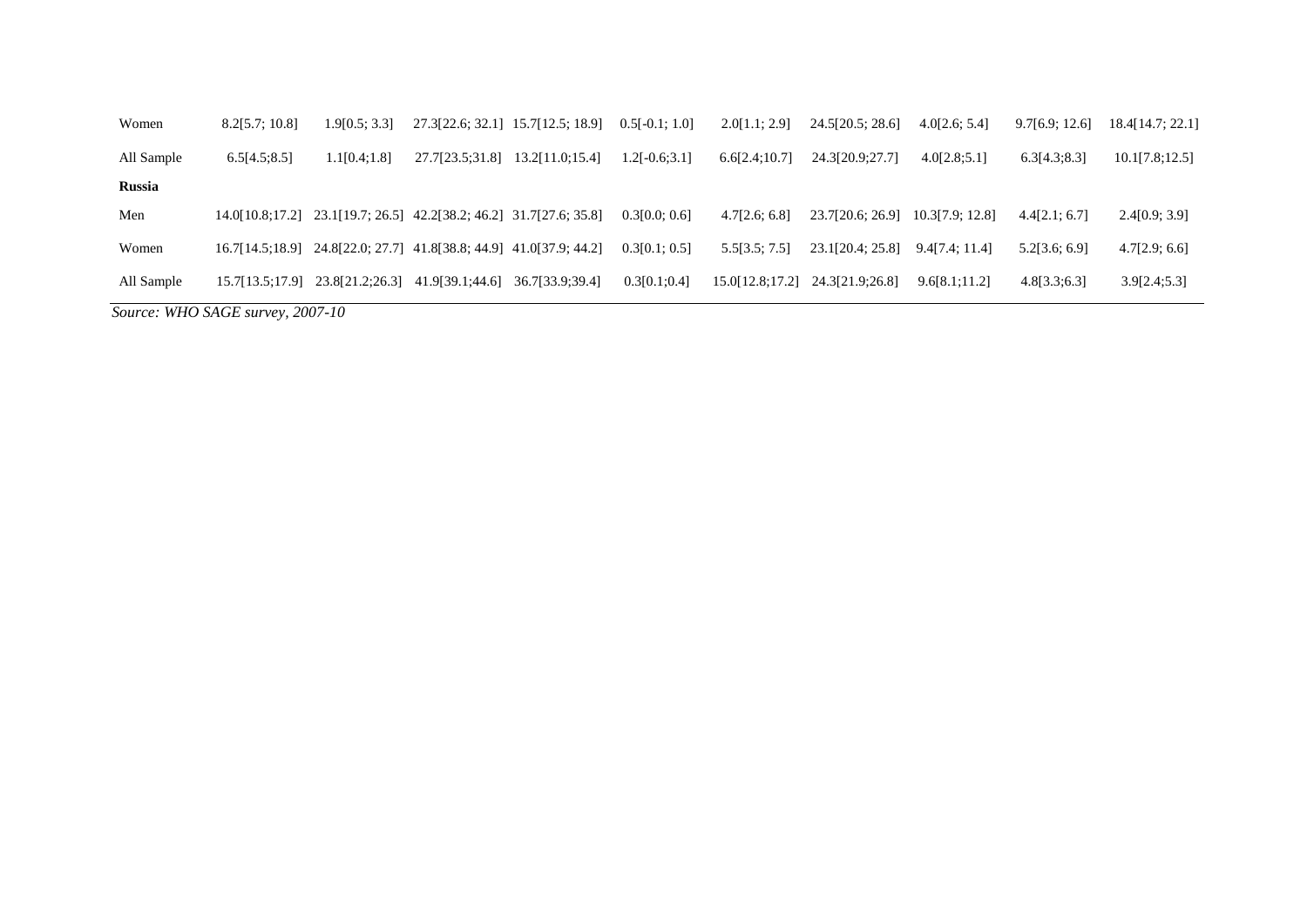| | | | | | | | | | | |
|---|---|---|---|---|---|---|---|---|---|---|
| Women | 8.2[5.7; 10.8] | 1.9[0.5; 3.3] | 27.3[22.6; 32.1] | 15.7[12.5; 18.9] | 0.5[-0.1; 1.0] | 2.0[1.1; 2.9] | 24.5[20.5; 28.6] | 4.0[2.6; 5.4] | 9.7[6.9; 12.6] | 18.4[14.7; 22.1] |
| All Sample | 6.5[4.5;8.5] | 1.1[0.4;1.8] | 27.7[23.5;31.8] | 13.2[11.0;15.4] | 1.2[-0.6;3.1] | 6.6[2.4;10.7] | 24.3[20.9;27.7] | 4.0[2.8;5.1] | 6.3[4.3;8.3] | 10.1[7.8;12.5] |
| **Russia** | | | | | | | | | | |
| Men | 14.0[10.8;17.2] | 23.1[19.7; 26.5] | 42.2[38.2; 46.2] | 31.7[27.6; 35.8] | 0.3[0.0; 0.6] | 4.7[2.6; 6.8] | 23.7[20.6; 26.9] | 10.3[7.9; 12.8] | 4.4[2.1; 6.7] | 2.4[0.9; 3.9] |
| Women | 16.7[14.5;18.9] | 24.8[22.0; 27.7] | 41.8[38.8; 44.9] | 41.0[37.9; 44.2] | 0.3[0.1; 0.5] | 5.5[3.5; 7.5] | 23.1[20.4; 25.8] | 9.4[7.4; 11.4] | 5.2[3.6; 6.9] | 4.7[2.9; 6.6] |
| All Sample | 15.7[13.5;17.9] | 23.8[21.2;26.3] | 41.9[39.1;44.6] | 36.7[33.9;39.4] | 0.3[0.1;0.4] | 15.0[12.8;17.2] | 24.3[21.9;26.8] | 9.6[8.1;11.2] | 4.8[3.3;6.3] | 3.9[2.4;5.3] |

*Source: WHO SAGE survey, 2007-10*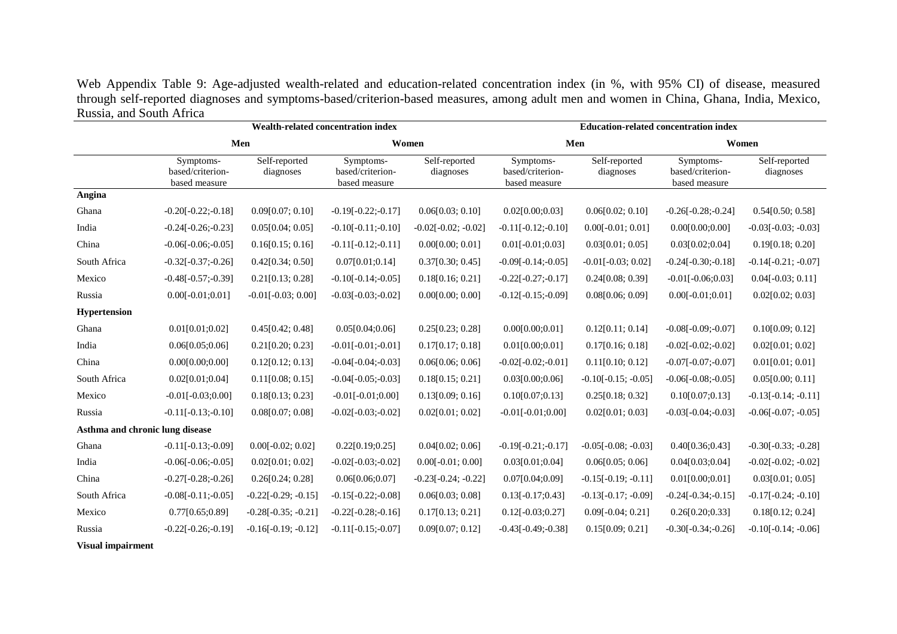Web Appendix Table 9: Age-adjusted wealth-related and education-related concentration index (in %, with 95% CI) of disease, measured through self-reported diagnoses and symptoms-based/criterion-based measures, among adult men and women in China, Ghana, India, Mexico, Russia, and South Africa

| | Wealth-related concentration index | | | | Education-related concentration index | | | |
|---|---|---|---|---|---|---|---|---|
| | Men | | Women | | Men | | Women | |
| | Symptoms-based/criterion-based measure | Self-reported diagnoses | Symptoms-based/criterion-based measure | Self-reported diagnoses | Symptoms-based/criterion-based measure | Self-reported diagnoses | Symptoms-based/criterion-based measure | Self-reported diagnoses |
| **Angina** | | | | | | | | |
| Ghana | -0.20[-0.22;-0.18] | 0.09[0.07; 0.10] | -0.19[-0.22;-0.17] | 0.06[0.03; 0.10] | 0.02[0.00;0.03] | 0.06[0.02; 0.10] | -0.26[-0.28;-0.24] | 0.54[0.50; 0.58] |
| India | -0.24[-0.26;-0.23] | 0.05[0.04; 0.05] | -0.10[-0.11;-0.10] | -0.02[-0.02; -0.02] | -0.11[-0.12;-0.10] | 0.00[-0.01; 0.01] | 0.00[0.00;0.00] | -0.03[-0.03; -0.03] |
| China | -0.06[-0.06;-0.05] | 0.16[0.15; 0.16] | -0.11[-0.12;-0.11] | 0.00[0.00; 0.01] | 0.01[-0.01;0.03] | 0.03[0.01; 0.05] | 0.03[0.02;0.04] | 0.19[0.18; 0.20] |
| South Africa | -0.32[-0.37;-0.26] | 0.42[0.34; 0.50] | 0.07[0.01;0.14] | 0.37[0.30; 0.45] | -0.09[-0.14;-0.05] | -0.01[-0.03; 0.02] | -0.24[-0.30;-0.18] | -0.14[-0.21; -0.07] |
| Mexico | -0.48[-0.57;-0.39] | 0.21[0.13; 0.28] | -0.10[-0.14;-0.05] | 0.18[0.16; 0.21] | -0.22[-0.27;-0.17] | 0.24[0.08; 0.39] | -0.01[-0.06;0.03] | 0.04[-0.03; 0.11] |
| Russia | 0.00[-0.01;0.01] | -0.01[-0.03; 0.00] | -0.03[-0.03;-0.02] | 0.00[0.00; 0.00] | -0.12[-0.15;-0.09] | 0.08[0.06; 0.09] | 0.00[-0.01;0.01] | 0.02[0.02; 0.03] |
| **Hypertension** | | | | | | | | |
| Ghana | 0.01[0.01;0.02] | 0.45[0.42; 0.48] | 0.05[0.04;0.06] | 0.25[0.23; 0.28] | 0.00[0.00;0.01] | 0.12[0.11; 0.14] | -0.08[-0.09;-0.07] | 0.10[0.09; 0.12] |
| India | 0.06[0.05;0.06] | 0.21[0.20; 0.23] | -0.01[-0.01;-0.01] | 0.17[0.17; 0.18] | 0.01[0.00;0.01] | 0.17[0.16; 0.18] | -0.02[-0.02;-0.02] | 0.02[0.01; 0.02] |
| China | 0.00[0.00;0.00] | 0.12[0.12; 0.13] | -0.04[-0.04;-0.03] | 0.06[0.06; 0.06] | -0.02[-0.02;-0.01] | 0.11[0.10; 0.12] | -0.07[-0.07;-0.07] | 0.01[0.01; 0.01] |
| South Africa | 0.02[0.01;0.04] | 0.11[0.08; 0.15] | -0.04[-0.05;-0.03] | 0.18[0.15; 0.21] | 0.03[0.00;0.06] | -0.10[-0.15; -0.05] | -0.06[-0.08;-0.05] | 0.05[0.00; 0.11] |
| Mexico | -0.01[-0.03;0.00] | 0.18[0.13; 0.23] | -0.01[-0.01;0.00] | 0.13[0.09; 0.16] | 0.10[0.07;0.13] | 0.25[0.18; 0.32] | 0.10[0.07;0.13] | -0.13[-0.14; -0.11] |
| Russia | -0.11[-0.13;-0.10] | 0.08[0.07; 0.08] | -0.02[-0.03;-0.02] | 0.02[0.01; 0.02] | -0.01[-0.01;0.00] | 0.02[0.01; 0.03] | -0.03[-0.04;-0.03] | -0.06[-0.07; -0.05] |
| **Asthma and chronic lung disease** | | | | | | | | |
| Ghana | -0.11[-0.13;-0.09] | 0.00[-0.02; 0.02] | 0.22[0.19;0.25] | 0.04[0.02; 0.06] | -0.19[-0.21;-0.17] | -0.05[-0.08; -0.03] | 0.40[0.36;0.43] | -0.30[-0.33; -0.28] |
| India | -0.06[-0.06;-0.05] | 0.02[0.01; 0.02] | -0.02[-0.03;-0.02] | 0.00[-0.01; 0.00] | 0.03[0.01;0.04] | 0.06[0.05; 0.06] | 0.04[0.03;0.04] | -0.02[-0.02; -0.02] |
| China | -0.27[-0.28;-0.26] | 0.26[0.24; 0.28] | 0.06[0.06;0.07] | -0.23[-0.24; -0.22] | 0.07[0.04;0.09] | -0.15[-0.19; -0.11] | 0.01[0.00;0.01] | 0.03[0.01; 0.05] |
| South Africa | -0.08[-0.11;-0.05] | -0.22[-0.29; -0.15] | -0.15[-0.22;-0.08] | 0.06[0.03; 0.08] | 0.13[-0.17;0.43] | -0.13[-0.17; -0.09] | -0.24[-0.34;-0.15] | -0.17[-0.24; -0.10] |
| Mexico | 0.77[0.65;0.89] | -0.28[-0.35; -0.21] | -0.22[-0.28;-0.16] | 0.17[0.13; 0.21] | 0.12[-0.03;0.27] | 0.09[-0.04; 0.21] | 0.26[0.20;0.33] | 0.18[0.12; 0.24] |
| Russia | -0.22[-0.26;-0.19] | -0.16[-0.19; -0.12] | -0.11[-0.15;-0.07] | 0.09[0.07; 0.12] | -0.43[-0.49;-0.38] | 0.15[0.09; 0.21] | -0.30[-0.34;-0.26] | -0.10[-0.14; -0.06] |
| **Visual impairment** | | | | | | | | |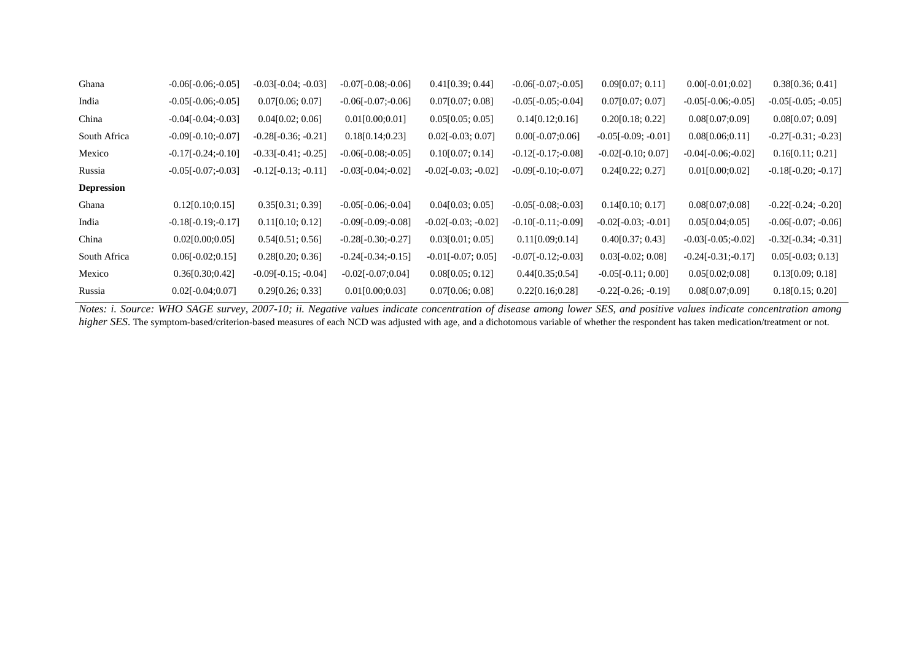| | | | | | | | | |
|---|---|---|---|---|---|---|---|---|
| Ghana | -0.06[-0.06;-0.05] | -0.03[-0.04; -0.03] | -0.07[-0.08;-0.06] | 0.41[0.39; 0.44] | -0.06[-0.07;-0.05] | 0.09[0.07; 0.11] | 0.00[-0.01;0.02] | 0.38[0.36; 0.41] |
| India | -0.05[-0.06;-0.05] | 0.07[0.06; 0.07] | -0.06[-0.07;-0.06] | 0.07[0.07; 0.08] | -0.05[-0.05;-0.04] | 0.07[0.07; 0.07] | -0.05[-0.06;-0.05] | -0.05[-0.05; -0.05] |
| China | -0.04[-0.04;-0.03] | 0.04[0.02; 0.06] | 0.01[0.00;0.01] | 0.05[0.05; 0.05] | 0.14[0.12;0.16] | 0.20[0.18; 0.22] | 0.08[0.07;0.09] | 0.08[0.07; 0.09] |
| South Africa | -0.09[-0.10;-0.07] | -0.28[-0.36; -0.21] | 0.18[0.14;0.23] | 0.02[-0.03; 0.07] | 0.00[-0.07;0.06] | -0.05[-0.09; -0.01] | 0.08[0.06;0.11] | -0.27[-0.31; -0.23] |
| Mexico | -0.17[-0.24;-0.10] | -0.33[-0.41; -0.25] | -0.06[-0.08;-0.05] | 0.10[0.07; 0.14] | -0.12[-0.17;-0.08] | -0.02[-0.10; 0.07] | -0.04[-0.06;-0.02] | 0.16[0.11; 0.21] |
| Russia | -0.05[-0.07;-0.03] | -0.12[-0.13; -0.11] | -0.03[-0.04;-0.02] | -0.02[-0.03; -0.02] | -0.09[-0.10;-0.07] | 0.24[0.22; 0.27] | 0.01[0.00;0.02] | -0.18[-0.20; -0.17] |
| **Depression** | | | | | | | | |
| Ghana | 0.12[0.10;0.15] | 0.35[0.31; 0.39] | -0.05[-0.06;-0.04] | 0.04[0.03; 0.05] | -0.05[-0.08;-0.03] | 0.14[0.10; 0.17] | 0.08[0.07;0.08] | -0.22[-0.24; -0.20] |
| India | -0.18[-0.19;-0.17] | 0.11[0.10; 0.12] | -0.09[-0.09;-0.08] | -0.02[-0.03; -0.02] | -0.10[-0.11;-0.09] | -0.02[-0.03; -0.01] | 0.05[0.04;0.05] | -0.06[-0.07; -0.06] |
| China | 0.02[0.00;0.05] | 0.54[0.51; 0.56] | -0.28[-0.30;-0.27] | 0.03[0.01; 0.05] | 0.11[0.09;0.14] | 0.40[0.37; 0.43] | -0.03[-0.05;-0.02] | -0.32[-0.34; -0.31] |
| South Africa | 0.06[-0.02;0.15] | 0.28[0.20; 0.36] | -0.24[-0.34;-0.15] | -0.01[-0.07; 0.05] | -0.07[-0.12;-0.03] | 0.03[-0.02; 0.08] | -0.24[-0.31;-0.17] | 0.05[-0.03; 0.13] |
| Mexico | 0.36[0.30;0.42] | -0.09[-0.15; -0.04] | -0.02[-0.07;0.04] | 0.08[0.05; 0.12] | 0.44[0.35;0.54] | -0.05[-0.11; 0.00] | 0.05[0.02;0.08] | 0.13[0.09; 0.18] |
| Russia | 0.02[-0.04;0.07] | 0.29[0.26; 0.33] | 0.01[0.00;0.03] | 0.07[0.06; 0.08] | 0.22[0.16;0.28] | -0.22[-0.26; -0.19] | 0.08[0.07;0.09] | 0.18[0.15; 0.20] |

*Notes: i. Source: WHO SAGE survey, 2007-10; ii. Negative values indicate concentration of disease among lower SES, and positive values indicate concentration among higher SES.* The symptom-based/criterion-based measures of each NCD was adjusted with age, and a dichotomous variable of whether the respondent has taken medication/treatment or not.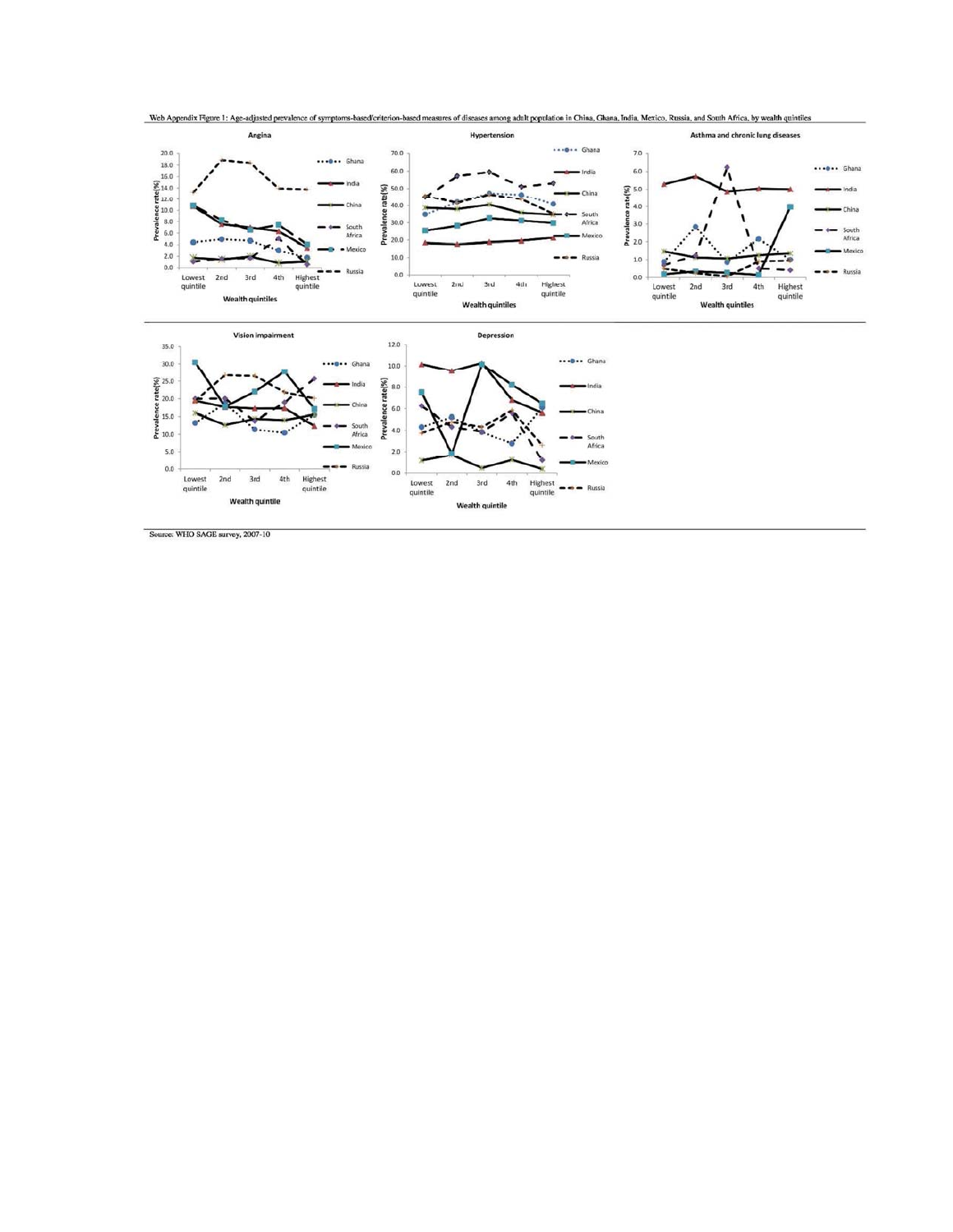Web Appendix Figure 1: Age-adjusted prevalence of symptoms-based/criterion-based measures of diseases among adult population in China, Ghana, India, Mexico, Russia, and South Africa, by wealth quintiles

Angina

20.0
18.0
16.0
14.0
12.0
10.0
8.0
6.0
4.0
2.0
0.0

Prevalence rate(%)

Lowest quintile
2nd
3rd
4th
Highest quintile

Wealth quintiles

Ghana
India
China
South Africa
Mexico
Russia

Hypertension

70.0
60.0
50.0
40.0
30.0
20.0
10.0
0.0

Prevalence rate(%)

Lowest quintile
2nd
3rd
4th
Highest quintile

Wealth quintiles

Ghana
India
China
South Africa
Mexico
Russia

Asthma and chronic lung diseases

7.0
6.0
5.0
4.0
3.0
2.0
1.0
0.0

Prevalence rate(%)

Lowest quintile
2nd
3rd
4th
Highest quintile

Wealth quintiles

Ghana
India
China
South Africa
Mexico
Russia

Vision impairment

35.0
30.0
25.0
20.0
15.0
10.0
5.0
0.0

Prevalence rate(%)

Lowest quintile
2nd
3rd
4th
Highest quintile

Wealth quintile

Ghana
India
China
South Africa
Mexico
Russia

Depression

12.0
10.0
8.0
6.0
4.0
2.0
0.0

Prevalence rate(%)

Lowest quintile
2nd
3rd
4th
Highest quintile

Wealth quintile

Ghana
India
China
South Africa
Mexico
Russia

Source: WHO SAGE survey, 2007-10